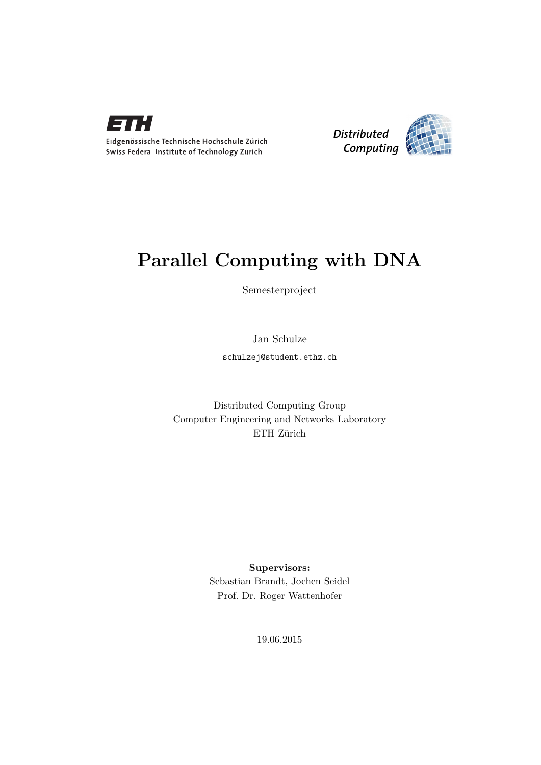Eidgenössische Technische Hochschule Zürich
Swiss Federal Institute of Technology Zurich

Distributed Computing

# Parallel Computing with DNA

Semesterproject

Jan Schulze

schulzej@student.ethz.ch

Distributed Computing Group
Computer Engineering and Networks Laboratory
ETH Zürich

**Supervisors:**
Sebastian Brandt, Jochen Seidel
Prof. Dr. Roger Wattenhofer

19.06.2015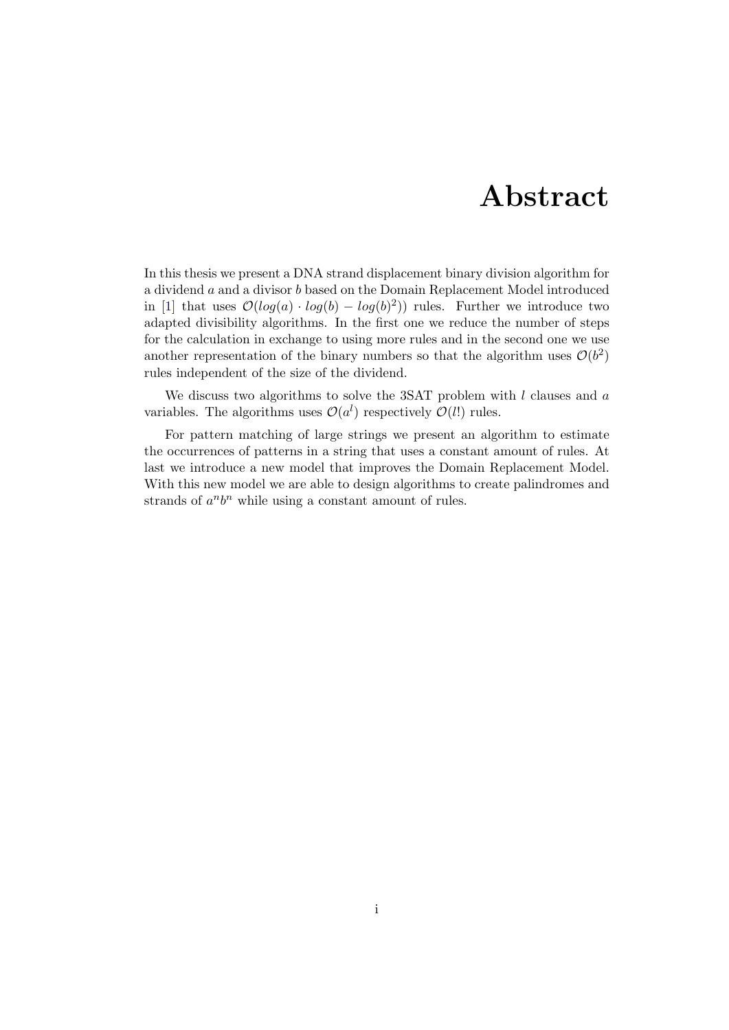# Abstract

In this thesis we present a DNA strand displacement binary division algorithm for a dividend $a$ and a divisor $b$ based on the Domain Replacement Model introduced in [1] that uses $\mathcal{O}(log(a) \cdot log(b) - log(b)^2))$ rules. Further we introduce two adapted divisibility algorithms. In the first one we reduce the number of steps for the calculation in exchange to using more rules and in the second one we use another representation of the binary numbers so that the algorithm uses $\mathcal{O}(b^2)$ rules independent of the size of the dividend.

We discuss two algorithms to solve the 3SAT problem with $l$ clauses and $a$ variables. The algorithms uses $\mathcal{O}(a^l)$ respectively $\mathcal{O}(l!)$ rules.

For pattern matching of large strings we present an algorithm to estimate the occurrences of patterns in a string that uses a constant amount of rules. At last we introduce a new model that improves the Domain Replacement Model. With this new model we are able to design algorithms to create palindromes and strands of $a^n b^n$ while using a constant amount of rules.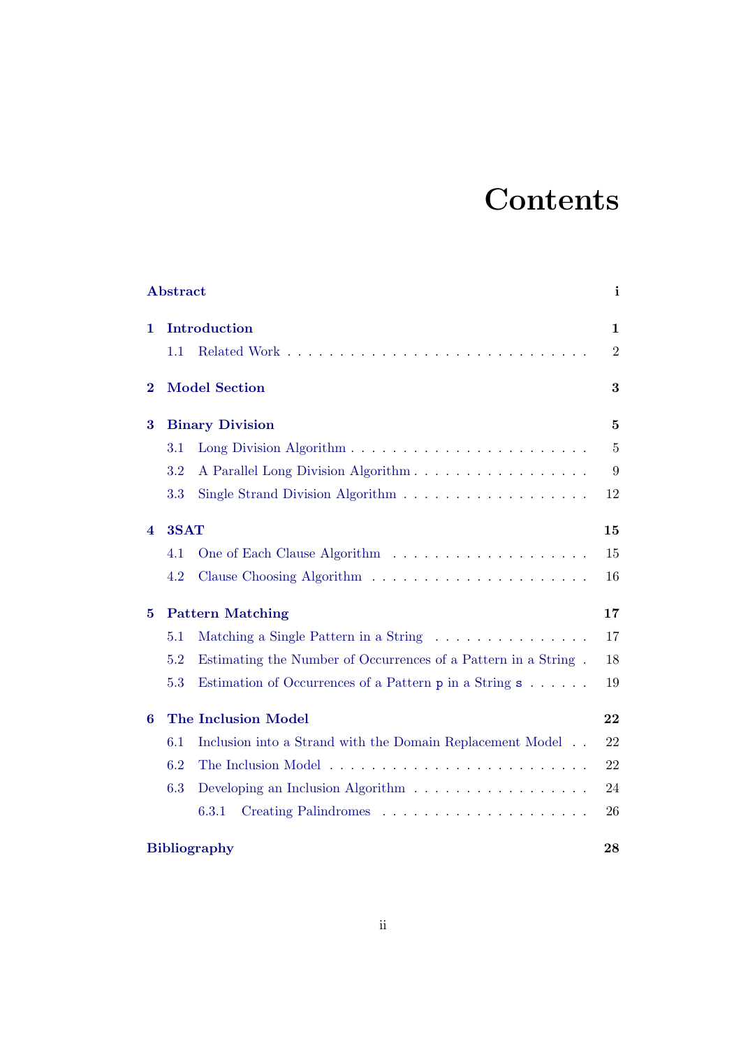# Contents

**Abstract** ... **i**

**1 Introduction** ... **1**

- 1.1 Related Work ... 2

**2 Model Section** ... **3**

**3 Binary Division** ... **5**

- 3.1 Long Division Algorithm ... 5
- 3.2 A Parallel Long Division Algorithm ... 9
- 3.3 Single Strand Division Algorithm ... 12

**4 3SAT** ... **15**

- 4.1 One of Each Clause Algorithm ... 15
- 4.2 Clause Choosing Algorithm ... 16

**5 Pattern Matching** ... **17**

- 5.1 Matching a Single Pattern in a String ... 17
- 5.2 Estimating the Number of Occurrences of a Pattern in a String ... 18
- 5.3 Estimation of Occurrences of a Pattern `p` in a String `s` ... 19

**6 The Inclusion Model** ... **22**

- 6.1 Inclusion into a Strand with the Domain Replacement Model ... 22
- 6.2 The Inclusion Model ... 22
- 6.3 Developing an Inclusion Algorithm ... 24
  - 6.3.1 Creating Palindromes ... 26

**Bibliography** ... **28**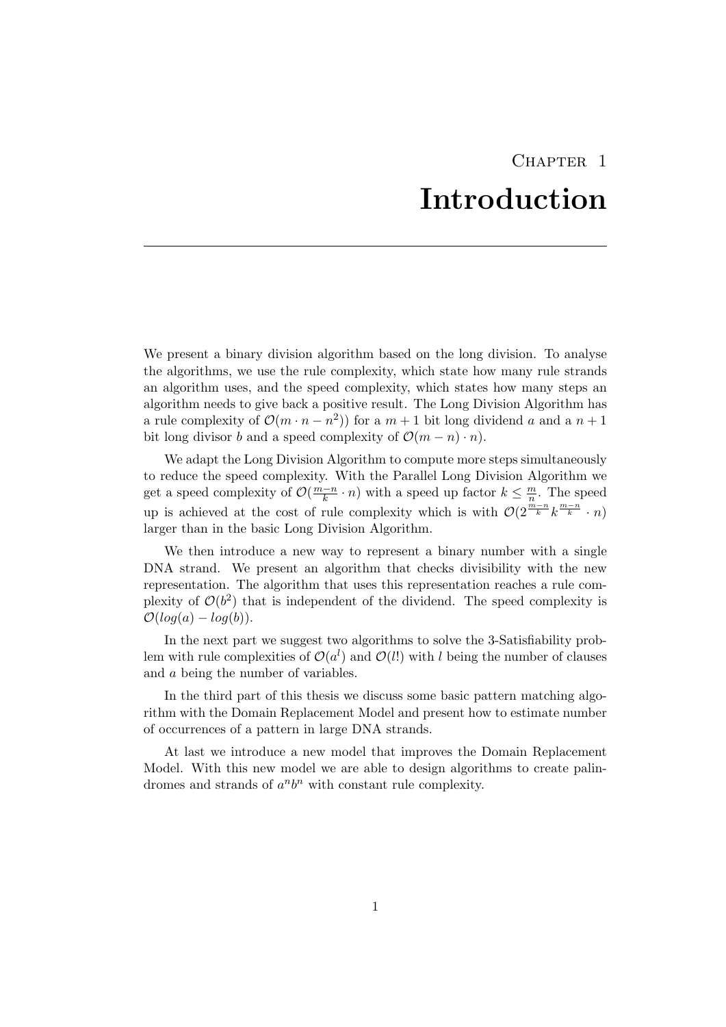# Chapter 1
# Introduction

We present a binary division algorithm based on the long division. To analyse the algorithms, we use the rule complexity, which state how many rule strands an algorithm uses, and the speed complexity, which states how many steps an algorithm needs to give back a positive result. The Long Division Algorithm has a rule complexity of $\mathcal{O}(m \cdot n - n^2))$ for a $m+1$ bit long dividend $a$ and a $n+1$ bit long divisor $b$ and a speed complexity of $\mathcal{O}(m-n) \cdot n)$.

We adapt the Long Division Algorithm to compute more steps simultaneously to reduce the speed complexity. With the Parallel Long Division Algorithm we get a speed complexity of $\mathcal{O}(\frac{m-n}{k} \cdot n)$ with a speed up factor $k \leq \frac{m}{n}$. The speed up is achieved at the cost of rule complexity which is with $\mathcal{O}(2^{\frac{m-n}{k}} k^{\frac{m-n}{k}} \cdot n)$ larger than in the basic Long Division Algorithm.

We then introduce a new way to represent a binary number with a single DNA strand. We present an algorithm that checks divisibility with the new representation. The algorithm that uses this representation reaches a rule complexity of $\mathcal{O}(b^2)$ that is independent of the dividend. The speed complexity is $\mathcal{O}(log(a) - log(b))$.

In the next part we suggest two algorithms to solve the 3-Satisfiability problem with rule complexities of $\mathcal{O}(a^l)$ and $\mathcal{O}(l!)$ with $l$ being the number of clauses and $a$ being the number of variables.

In the third part of this thesis we discuss some basic pattern matching algorithm with the Domain Replacement Model and present how to estimate number of occurrences of a pattern in large DNA strands.

At last we introduce a new model that improves the Domain Replacement Model. With this new model we are able to design algorithms to create palindromes and strands of $a^n b^n$ with constant rule complexity.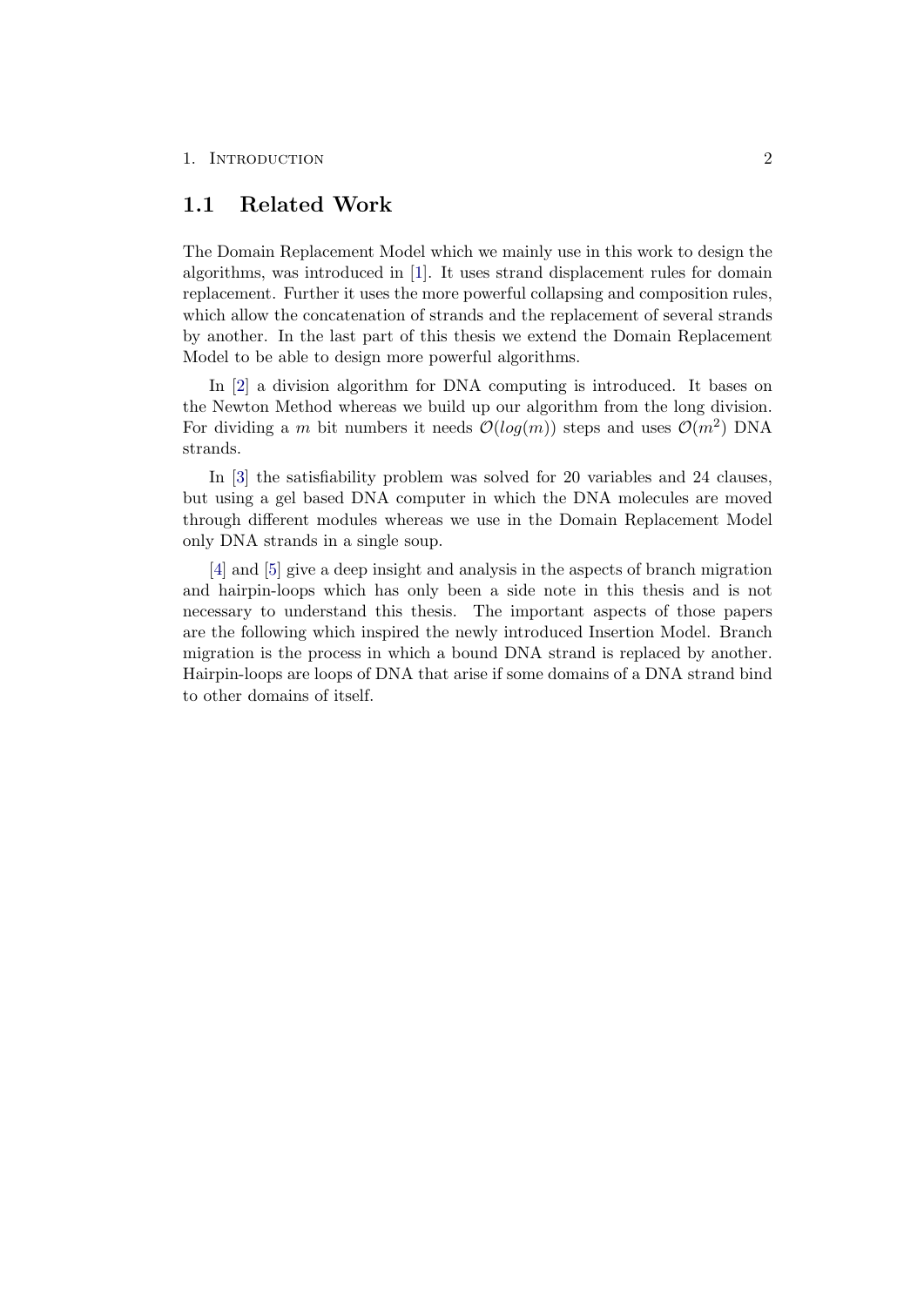## 1.1 Related Work

The Domain Replacement Model which we mainly use in this work to design the algorithms, was introduced in [1]. It uses strand displacement rules for domain replacement. Further it uses the more powerful collapsing and composition rules, which allow the concatenation of strands and the replacement of several strands by another. In the last part of this thesis we extend the Domain Replacement Model to be able to design more powerful algorithms.

In [2] a division algorithm for DNA computing is introduced. It bases on the Newton Method whereas we build up our algorithm from the long division. For dividing a $m$ bit numbers it needs $\mathcal{O}(log(m))$ steps and uses $\mathcal{O}(m^2)$ DNA strands.

In [3] the satisfiability problem was solved for 20 variables and 24 clauses, but using a gel based DNA computer in which the DNA molecules are moved through different modules whereas we use in the Domain Replacement Model only DNA strands in a single soup.

[4] and [5] give a deep insight and analysis in the aspects of branch migration and hairpin-loops which has only been a side note in this thesis and is not necessary to understand this thesis. The important aspects of those papers are the following which inspired the newly introduced Insertion Model. Branch migration is the process in which a bound DNA strand is replaced by another. Hairpin-loops are loops of DNA that arise if some domains of a DNA strand bind to other domains of itself.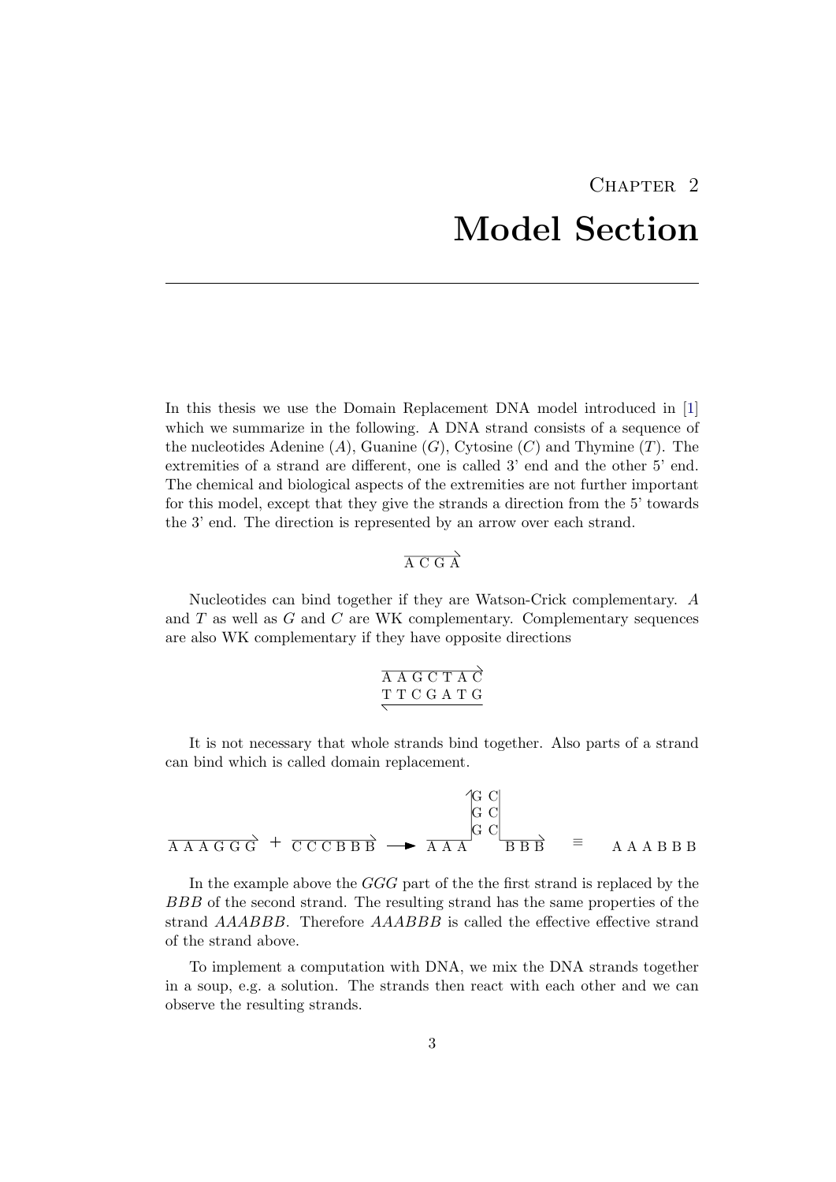# Chapter 2

# Model Section

In this thesis we use the Domain Replacement DNA model introduced in [1] which we summarize in the following. A DNA strand consists of a sequence of the nucleotides Adenine ($A$), Guanine ($G$), Cytosine ($C$) and Thymine ($T$). The extremities of a strand are different, one is called 3' end and the other 5' end. The chemical and biological aspects of the extremities are not further important for this model, except that they give the strands a direction from the 5' towards the 3' end. The direction is represented by an arrow over each strand.

$$\overrightarrow{\mathrm{A\ C\ G\ A}}$$

Nucleotides can bind together if they are Watson-Crick complementary. $A$ and $T$ as well as $G$ and $C$ are WK complementary. Complementary sequences are also WK complementary if they have opposite directions

$$\begin{array}{c}\overrightarrow{\mathrm{A\ A\ G\ C\ T\ A\ C}}\\ \underleftarrow{\mathrm{T\ T\ C\ G\ A\ T\ G}}\end{array}$$

It is not necessary that whole strands bind together. Also parts of a strand can bind which is called domain replacement.

$$\overrightarrow{\mathrm{A\ A\ A\ G\ G\ G}} + \overrightarrow{\mathrm{C\ C\ C\ B\ B\ B}} \longrightarrow \overline{\mathrm{A\ A\ A}}\begin{array}{c|c}\mathrm{G} & \mathrm{C}\\ \mathrm{G} & \mathrm{C}\\ \mathrm{G} & \mathrm{C}\end{array}\overrightarrow{\mathrm{B\ B\ B}} \equiv \mathrm{A\ A\ A\ B\ B\ B}$$

In the example above the $GGG$ part of the the first strand is replaced by the $BBB$ of the second strand. The resulting strand has the same properties of the strand $AAABBB$. Therefore $AAABBB$ is called the effective effective strand of the strand above.

To implement a computation with DNA, we mix the DNA strands together in a soup, e.g. a solution. The strands then react with each other and we can observe the resulting strands.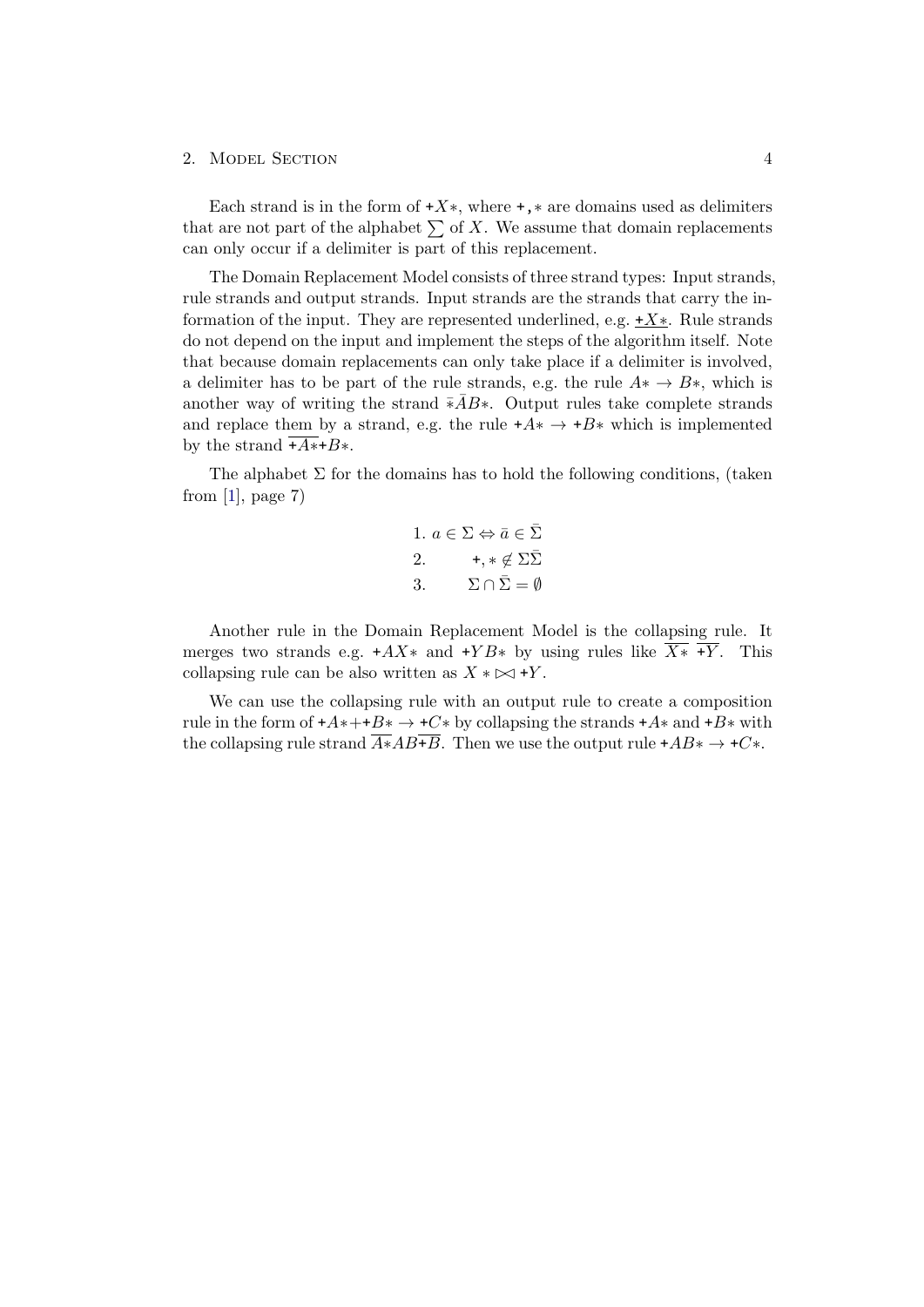Each strand is in the form of $+X*$, where $+, *$ are domains used as delimiters that are not part of the alphabet $\sum$ of $X$. We assume that domain replacements can only occur if a delimiter is part of this replacement.

The Domain Replacement Model consists of three strand types: Input strands, rule strands and output strands. Input strands are the strands that carry the information of the input. They are represented underlined, e.g. $\underline{+X*}$. Rule strands do not depend on the input and implement the steps of the algorithm itself. Note that because domain replacements can only take place if a delimiter is involved, a delimiter has to be part of the rule strands, e.g. the rule $A* \rightarrow B*$, which is another way of writing the strand $\bar{*}\bar{A}B*$. Output rules take complete strands and replace them by a strand, e.g. the rule $+A* \rightarrow +B*$ which is implemented by the strand $\overline{+A*}+B*$.

The alphabet $\Sigma$ for the domains has to hold the following conditions, (taken from [1], page 7)

$$
\begin{array}{ll}
1. & a \in \Sigma \Leftrightarrow \bar{a} \in \bar{\Sigma} \\
2. & +, * \notin \Sigma\bar{\Sigma} \\
3. & \Sigma \cap \bar{\Sigma} = \emptyset
\end{array}
$$

Another rule in the Domain Replacement Model is the collapsing rule. It merges two strands e.g. $+AX*$ and $+YB*$ by using rules like $\overline{X*}\ \overline{+Y}$. This collapsing rule can be also written as $X * \bowtie +Y$.

We can use the collapsing rule with an output rule to create a composition rule in the form of $+A*++B* \rightarrow +C*$ by collapsing the strands $+A*$ and $+B*$ with the collapsing rule strand $\overline{A*}AB\overline{+B}$. Then we use the output rule $+AB* \rightarrow +C*$.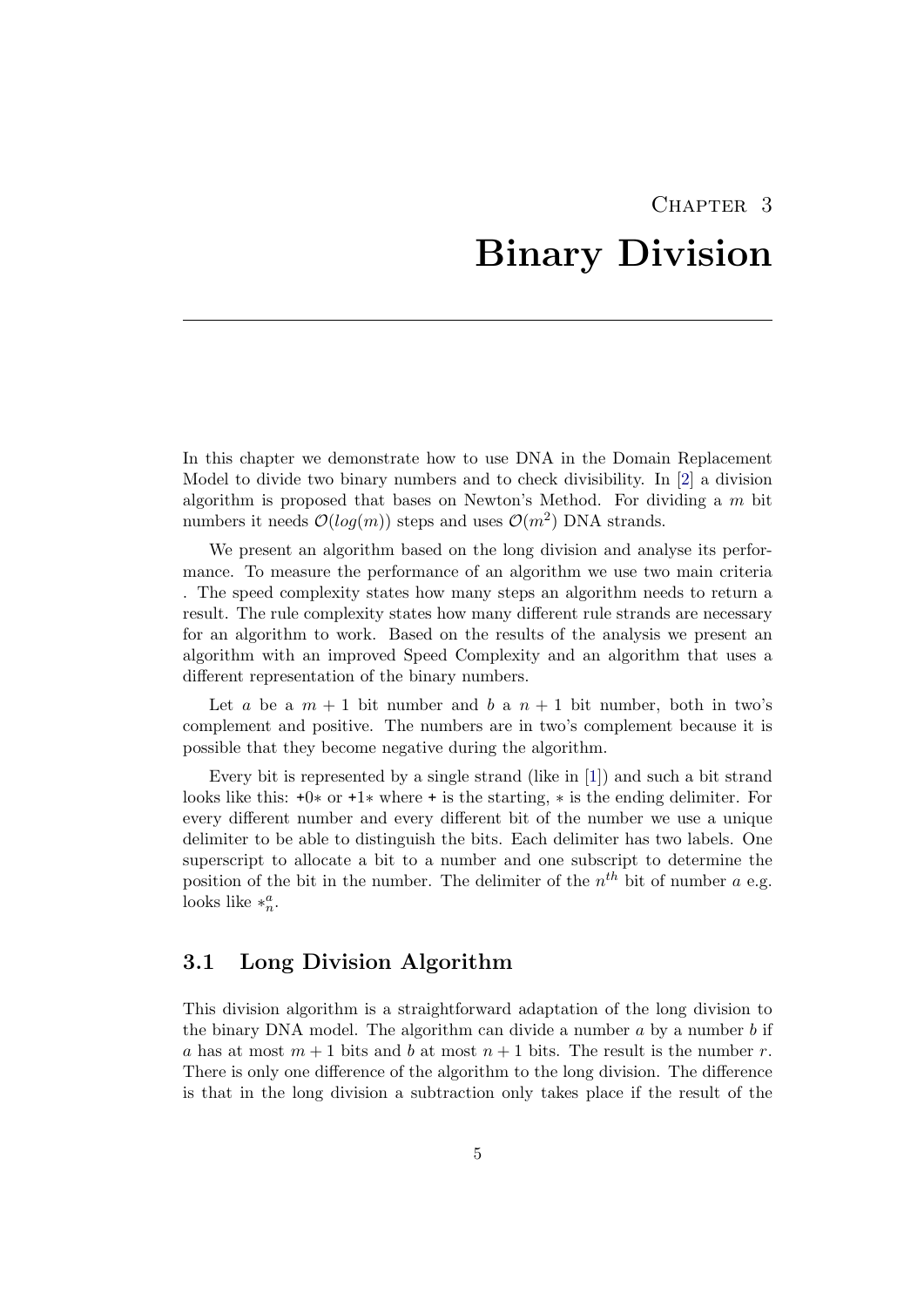# Chapter 3
# Binary Division

In this chapter we demonstrate how to use DNA in the Domain Replacement Model to divide two binary numbers and to check divisibility. In [2] a division algorithm is proposed that bases on Newton's Method. For dividing a $m$ bit numbers it needs $\mathcal{O}(log(m))$ steps and uses $\mathcal{O}(m^2)$ DNA strands.

We present an algorithm based on the long division and analyse its performance. To measure the performance of an algorithm we use two main criteria . The speed complexity states how many steps an algorithm needs to return a result. The rule complexity states how many different rule strands are necessary for an algorithm to work. Based on the results of the analysis we present an algorithm with an improved Speed Complexity and an algorithm that uses a different representation of the binary numbers.

Let $a$ be a $m+1$ bit number and $b$ a $n+1$ bit number, both in two's complement and positive. The numbers are in two's complement because it is possible that they become negative during the algorithm.

Every bit is represented by a single strand (like in [1]) and such a bit strand looks like this: $+0*$ or $+1*$ where $+$ is the starting, $*$ is the ending delimiter. For every different number and every different bit of the number we use a unique delimiter to be able to distinguish the bits. Each delimiter has two labels. One superscript to allocate a bit to a number and one subscript to determine the position of the bit in the number. The delimiter of the $n^{th}$ bit of number $a$ e.g. looks like $*^a_n$.

## 3.1 Long Division Algorithm

This division algorithm is a straightforward adaptation of the long division to the binary DNA model. The algorithm can divide a number $a$ by a number $b$ if $a$ has at most $m+1$ bits and $b$ at most $n+1$ bits. The result is the number $r$. There is only one difference of the algorithm to the long division. The difference is that in the long division a subtraction only takes place if the result of the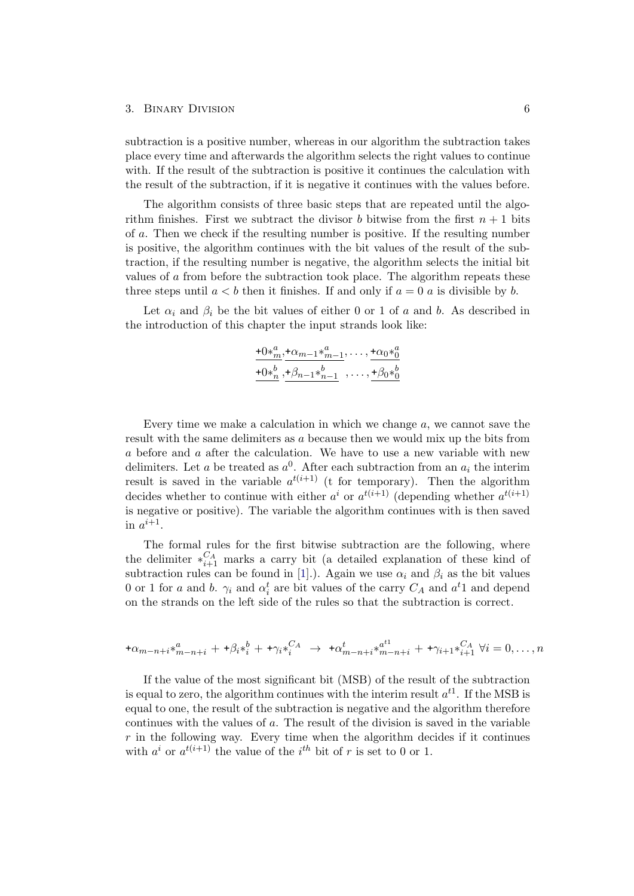subtraction is a positive number, whereas in our algorithm the subtraction takes place every time and afterwards the algorithm selects the right values to continue with. If the result of the subtraction is positive it continues the calculation with the result of the subtraction, if it is negative it continues with the values before.

The algorithm consists of three basic steps that are repeated until the algorithm finishes. First we subtract the divisor $b$ bitwise from the first $n+1$ bits of $a$. Then we check if the resulting number is positive. If the resulting number is positive, the algorithm continues with the bit values of the result of the subtraction, if the resulting number is negative, the algorithm selects the initial bit values of $a$ from before the subtraction took place. The algorithm repeats these three steps until $a < b$ then it finishes. If and only if $a = 0$ $a$ is divisible by $b$.

Let $\alpha_i$ and $\beta_i$ be the bit values of either 0 or 1 of $a$ and $b$. As described in the introduction of this chapter the input strands look like:

$$\underline{+0*^a_m}, \underline{+\alpha_{m-1}*^a_{m-1}}, \ldots, \underline{+\alpha_0*^a_0}$$
$$\underline{+0*^b_n}, \underline{+\beta_{n-1}*^b_{n-1}}, \ldots, \underline{+\beta_0*^b_0}$$

Every time we make a calculation in which we change $a$, we cannot save the result with the same delimiters as $a$ because then we would mix up the bits from $a$ before and $a$ after the calculation. We have to use a new variable with new delimiters. Let $a$ be treated as $a^0$. After each subtraction from an $a_i$ the interim result is saved in the variable $a^{t(i+1)}$ (t for temporary). Then the algorithm decides whether to continue with either $a^i$ or $a^{t(i+1)}$ (depending whether $a^{t(i+1)}$ is negative or positive). The variable the algorithm continues with is then saved in $a^{i+1}$.

The formal rules for the first bitwise subtraction are the following, where the delimiter $*^{C_A}_{i+1}$ marks a carry bit (a detailed explanation of these kind of subtraction rules can be found in [1].). Again we use $\alpha_i$ and $\beta_i$ as the bit values 0 or 1 for $a$ and $b$. $\gamma_i$ and $\alpha^t_i$ are bit values of the carry $C_A$ and $a^t1$ and depend on the strands on the left side of the rules so that the subtraction is correct.

$$+\alpha_{m-n+i}*^a_{m-n+i} + +\beta_i*^b_i + +\gamma_i*^{C_A}_i \rightarrow +\alpha^t_{m-n+i}*^{a^{t1}}_{m-n+i} + +\gamma_{i+1}*^{C_A}_{i+1} \;\forall i = 0, \ldots, n$$

If the value of the most significant bit (MSB) of the result of the subtraction is equal to zero, the algorithm continues with the interim result $a^{t1}$. If the MSB is equal to one, the result of the subtraction is negative and the algorithm therefore continues with the values of $a$. The result of the division is saved in the variable $r$ in the following way. Every time when the algorithm decides if it continues with $a^i$ or $a^{t(i+1)}$ the value of the $i^{th}$ bit of $r$ is set to 0 or 1.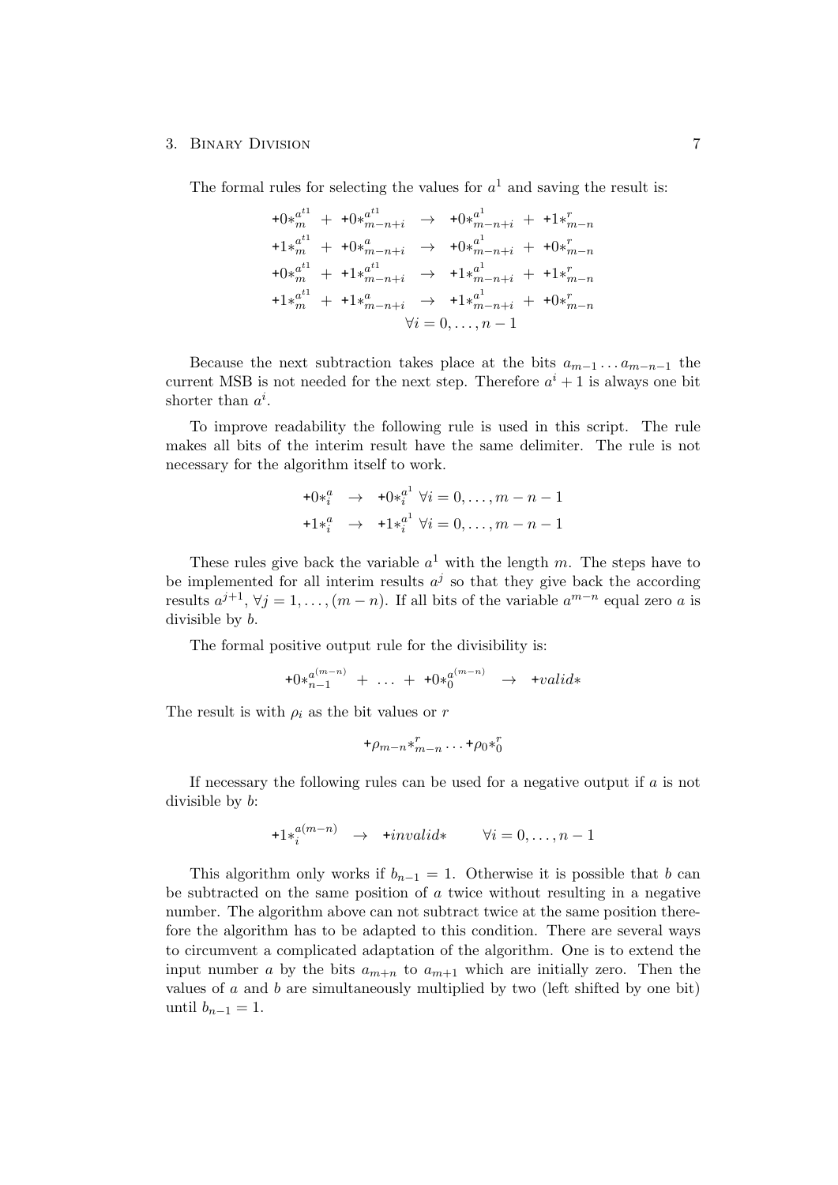The formal rules for selecting the values for $a^1$ and saving the result is:

$$
\begin{array}{rcl}
+0*_m^{a^{t1}} \;+\; +0*_{m-n+i}^{a^{t1}} & \rightarrow & +0*_{m-n+i}^{a^1} \;+\; +1*_{m-n}^{r} \\
+1*_m^{a^{t1}} \;+\; +0*_{m-n+i}^{a} & \rightarrow & +0*_{m-n+i}^{a^1} \;+\; +0*_{m-n}^{r} \\
+0*_m^{a^{t1}} \;+\; +1*_{m-n+i}^{a^{t1}} & \rightarrow & +1*_{m-n+i}^{a^1} \;+\; +1*_{m-n}^{r} \\
+1*_m^{a^{t1}} \;+\; +1*_{m-n+i}^{a} & \rightarrow & +1*_{m-n+i}^{a^1} \;+\; +0*_{m-n}^{r} \\
 & \forall i = 0, \ldots, n-1 &
\end{array}
$$

Because the next subtraction takes place at the bits $a_{m-1} \ldots a_{m-n-1}$ the current MSB is not needed for the next step. Therefore $a^i + 1$ is always one bit shorter than $a^i$.

To improve readability the following rule is used in this script. The rule makes all bits of the interim result have the same delimiter. The rule is not necessary for the algorithm itself to work.

$$
\begin{array}{rcl}
+0*_i^{a} & \rightarrow & +0*_i^{a^1} \;\forall i = 0, \ldots, m-n-1 \\
+1*_i^{a} & \rightarrow & +1*_i^{a^1} \;\forall i = 0, \ldots, m-n-1
\end{array}
$$

These rules give back the variable $a^1$ with the length $m$. The steps have to be implemented for all interim results $a^j$ so that they give back the according results $a^{j+1}$, $\forall j = 1, \ldots, (m-n)$. If all bits of the variable $a^{m-n}$ equal zero $a$ is divisible by $b$.

The formal positive output rule for the divisibility is:

$$
+0*_{n-1}^{a^{(m-n)}} \;+\; \ldots \;+\; +0*_0^{a^{(m-n)}} \;\rightarrow\; +valid*
$$

The result is with $\rho_i$ as the bit values or $r$

$$
+\rho_{m-n}*_{m-n}^{r} \ldots +\rho_0*_0^{r}
$$

If necessary the following rules can be used for a negative output if $a$ is not divisible by $b$:

$$
+1*_i^{a(m-n)} \;\rightarrow\; +invalid* \qquad \forall i = 0, \ldots, n-1
$$

This algorithm only works if $b_{n-1} = 1$. Otherwise it is possible that $b$ can be subtracted on the same position of $a$ twice without resulting in a negative number. The algorithm above can not subtract twice at the same position therefore the algorithm has to be adapted to this condition. There are several ways to circumvent a complicated adaptation of the algorithm. One is to extend the input number $a$ by the bits $a_{m+n}$ to $a_{m+1}$ which are initially zero. Then the values of $a$ and $b$ are simultaneously multiplied by two (left shifted by one bit) until $b_{n-1} = 1$.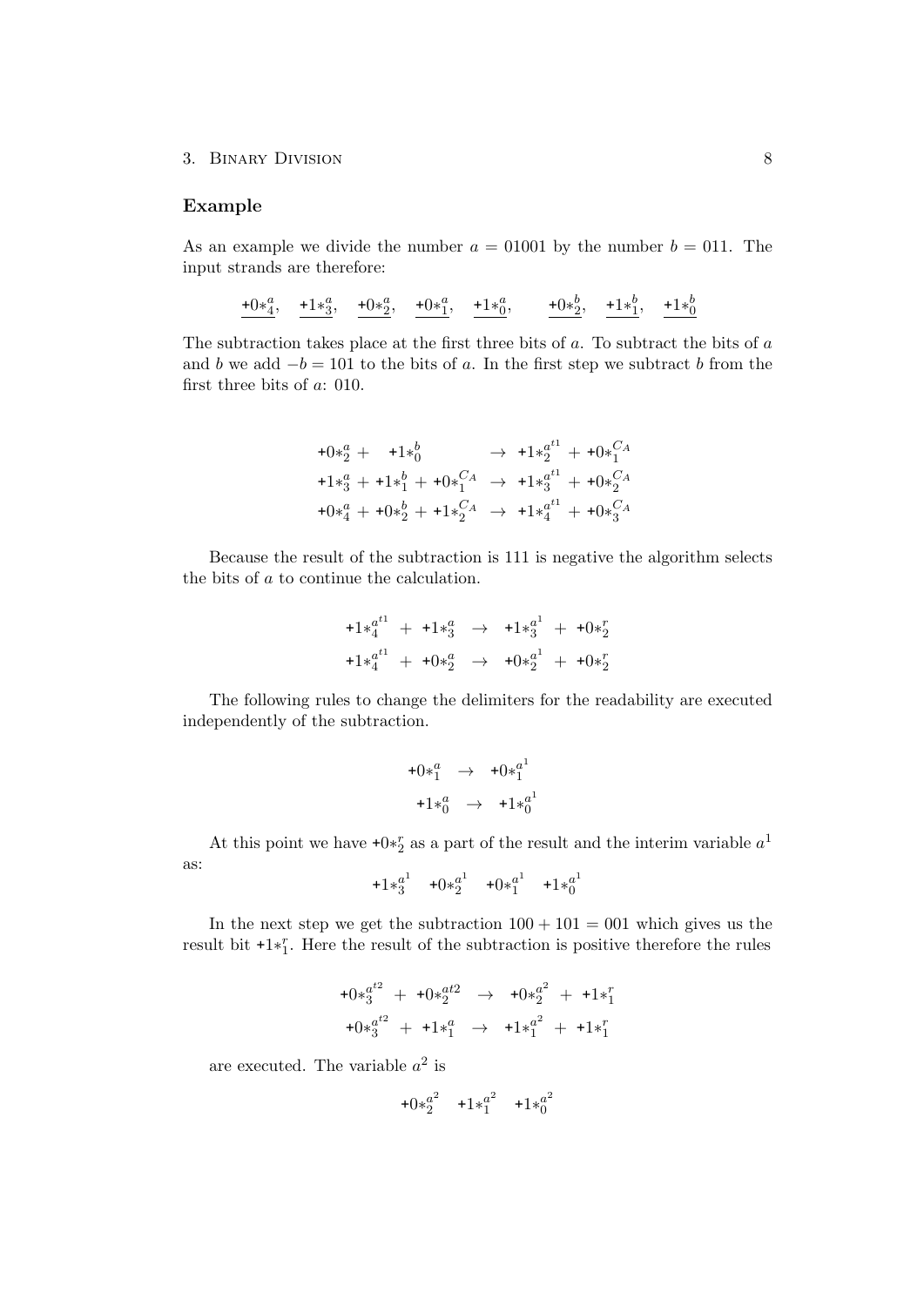### Example

As an example we divide the number $a = 01001$ by the number $b = 011$. The input strands are therefore:

$$\underline{+0*^a_4},\quad \underline{+1*^a_3},\quad \underline{+0*^a_2},\quad \underline{+0*^a_1},\quad \underline{+1*^a_0},\qquad \underline{+0*^b_2},\quad \underline{+1*^b_1},\quad \underline{+1*^b_0}$$

The subtraction takes place at the first three bits of $a$. To subtract the bits of $a$ and $b$ we add $-b = 101$ to the bits of $a$. In the first step we subtract $b$ from the first three bits of $a$: 010.

$$\begin{array}{lcl}
+0*^a_2 + \ +1*^b_0 & \rightarrow & +1*^{a^{t1}}_2 + +0*^{C_A}_1 \\
+1*^a_3 + +1*^b_1 + +0*^{C_A}_1 & \rightarrow & +1*^{a^{t1}}_3 + +0*^{C_A}_2 \\
+0*^a_4 + +0*^b_2 + +1*^{C_A}_2 & \rightarrow & +1*^{a^{t1}}_4 + +0*^{C_A}_3
\end{array}$$

Because the result of the subtraction is 111 is negative the algorithm selects the bits of $a$ to continue the calculation.

$$\begin{array}{lcl}
+1*^{a^{t1}}_4 \ + \ +1*^a_3 & \rightarrow & +1*^{a^1}_3 \ + \ +0*^r_2 \\
+1*^{a^{t1}}_4 \ + \ +0*^a_2 & \rightarrow & +0*^{a^1}_2 \ + \ +0*^r_2
\end{array}$$

The following rules to change the delimiters for the readability are executed independently of the subtraction.

$$\begin{array}{lcl}
+0*^a_1 & \rightarrow & +0*^{a^1}_1 \\
+1*^a_0 & \rightarrow & +1*^{a^1}_0
\end{array}$$

At this point we have $+0*^r_2$ as a part of the result and the interim variable $a^1$ as:

$$+1*^{a^1}_3 \quad +0*^{a^1}_2 \quad +0*^{a^1}_1 \quad +1*^{a^1}_0$$

In the next step we get the subtraction $100 + 101 = 001$ which gives us the result bit $+1*^r_1$. Here the result of the subtraction is positive therefore the rules

$$\begin{array}{lcl}
+0*^{a^{t2}}_3 \ + \ +0*^{at2}_2 & \rightarrow & +0*^{a^2}_2 \ + \ +1*^r_1 \\
+0*^{a^{t2}}_3 \ + \ +1*^a_1 & \rightarrow & +1*^{a^2}_1 \ + \ +1*^r_1
\end{array}$$

are executed. The variable $a^2$ is

$$+0*^{a^2}_2 \quad +1*^{a^2}_1 \quad +1*^{a^2}_0$$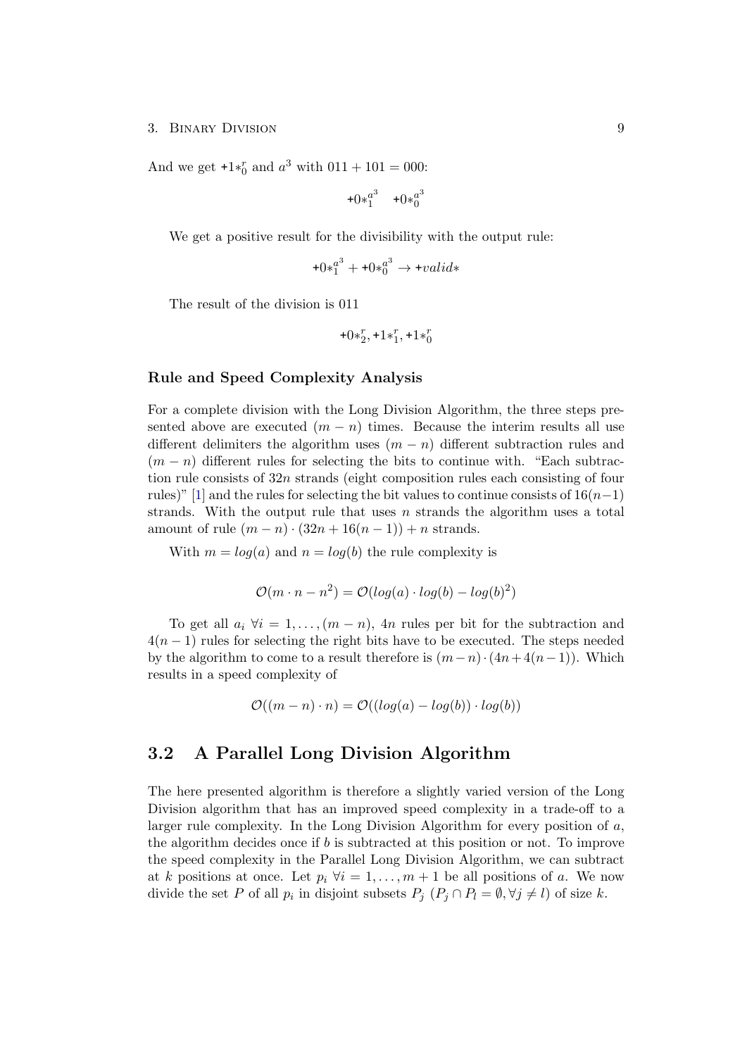And we get $+1*_0^r$ and $a^3$ with $011 + 101 = 000$:

$$+0*_1^{a^3} \quad +0*_0^{a^3}$$

We get a positive result for the divisibility with the output rule:

$$+0*_1^{a^3} + +0*_0^{a^3} \rightarrow +valid*$$

The result of the division is 011

$$+0*_2^r, +1*_1^r, +1*_0^r$$

### Rule and Speed Complexity Analysis

For a complete division with the Long Division Algorithm, the three steps presented above are executed $(m-n)$ times. Because the interim results all use different delimiters the algorithm uses $(m-n)$ different subtraction rules and $(m-n)$ different rules for selecting the bits to continue with. "Each subtraction rule consists of $32n$ strands (eight composition rules each consisting of four rules)" [1] and the rules for selecting the bit values to continue consists of $16(n-1)$ strands. With the output rule that uses $n$ strands the algorithm uses a total amount of rule $(m-n) \cdot (32n + 16(n-1)) + n$ strands.

With $m = log(a)$ and $n = log(b)$ the rule complexity is

$$\mathcal{O}(m \cdot n - n^2) = \mathcal{O}(log(a) \cdot log(b) - log(b)^2)$$

To get all $a_i \; \forall i = 1, \ldots, (m-n)$, $4n$ rules per bit for the subtraction and $4(n-1)$ rules for selecting the right bits have to be executed. The steps needed by the algorithm to come to a result therefore is $(m-n) \cdot (4n + 4(n-1))$. Which results in a speed complexity of

$$\mathcal{O}((m-n) \cdot n) = \mathcal{O}((log(a) - log(b)) \cdot log(b))$$

## 3.2 A Parallel Long Division Algorithm

The here presented algorithm is therefore a slightly varied version of the Long Division algorithm that has an improved speed complexity in a trade-off to a larger rule complexity. In the Long Division Algorithm for every position of $a$, the algorithm decides once if $b$ is subtracted at this position or not. To improve the speed complexity in the Parallel Long Division Algorithm, we can subtract at $k$ positions at once. Let $p_i \; \forall i = 1, \ldots, m+1$ be all positions of $a$. We now divide the set $P$ of all $p_i$ in disjoint subsets $P_j$ ($P_j \cap P_l = \emptyset, \forall j \neq l$) of size $k$.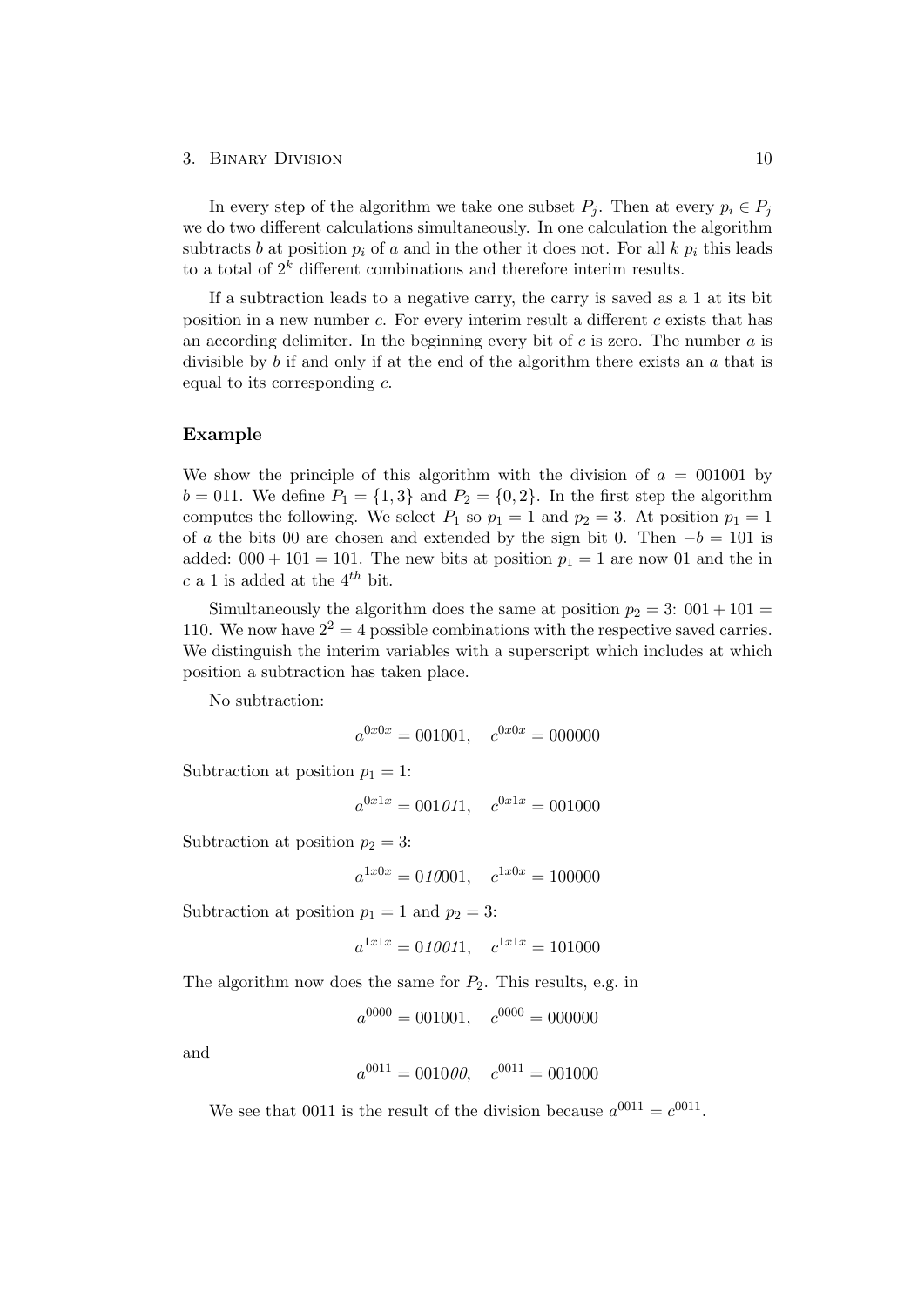In every step of the algorithm we take one subset $P_j$. Then at every $p_i \in P_j$ we do two different calculations simultaneously. In one calculation the algorithm subtracts $b$ at position $p_i$ of $a$ and in the other it does not. For all $k$ $p_i$ this leads to a total of $2^k$ different combinations and therefore interim results.

If a subtraction leads to a negative carry, the carry is saved as a 1 at its bit position in a new number $c$. For every interim result a different $c$ exists that has an according delimiter. In the beginning every bit of $c$ is zero. The number $a$ is divisible by $b$ if and only if at the end of the algorithm there exists an $a$ that is equal to its corresponding $c$.

### Example

We show the principle of this algorithm with the division of $a = 001001$ by $b = 011$. We define $P_1 = \{1, 3\}$ and $P_2 = \{0, 2\}$. In the first step the algorithm computes the following. We select $P_1$ so $p_1 = 1$ and $p_2 = 3$. At position $p_1 = 1$ of $a$ the bits 00 are chosen and extended by the sign bit 0. Then $-b = 101$ is added: $000 + 101 = 101$. The new bits at position $p_1 = 1$ are now 01 and the in $c$ a 1 is added at the $4^{th}$ bit.

Simultaneously the algorithm does the same at position $p_2 = 3$: $001 + 101 = 110$. We now have $2^2 = 4$ possible combinations with the respective saved carries. We distinguish the interim variables with a superscript which includes at which position a subtraction has taken place.

No subtraction:

$$a^{0x0x} = 001001, \quad c^{0x0x} = 000000$$

Subtraction at position $p_1 = 1$:

$$a^{0x1x} = 001\mathit{01}1, \quad c^{0x1x} = 001000$$

Subtraction at position $p_2 = 3$:

$$a^{1x0x} = 0\mathit{10}001, \quad c^{1x0x} = 100000$$

Subtraction at position $p_1 = 1$ and $p_2 = 3$:

$$a^{1x1x} = 0\mathit{10}0\mathit{1}1, \quad c^{1x1x} = 101000$$

The algorithm now does the same for $P_2$. This results, e.g. in

$$a^{0000} = 001001, \quad c^{0000} = 000000$$

and

$$a^{0011} = 0010\mathit{00}, \quad c^{0011} = 001000$$

We see that 0011 is the result of the division because $a^{0011} = c^{0011}$.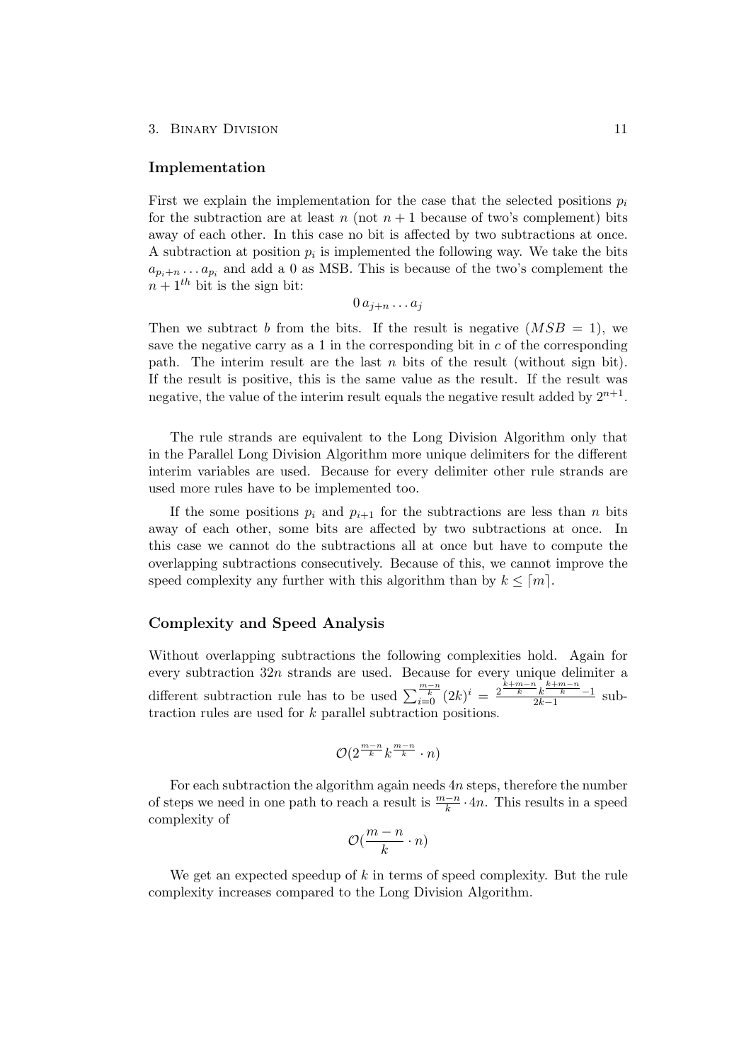### Implementation

First we explain the implementation for the case that the selected positions $p_i$ for the subtraction are at least $n$ (not $n+1$ because of two's complement) bits away of each other. In this case no bit is affected by two subtractions at once. A subtraction at position $p_i$ is implemented the following way. We take the bits $a_{p_i+n} \dots a_{p_i}$ and add a 0 as MSB. This is because of the two's complement the $n+1^{th}$ bit is the sign bit:

$$0\, a_{j+n} \dots a_j$$

Then we subtract $b$ from the bits. If the result is negative ($MSB = 1$), we save the negative carry as a 1 in the corresponding bit in $c$ of the corresponding path. The interim result are the last $n$ bits of the result (without sign bit). If the result is positive, this is the same value as the result. If the result was negative, the value of the interim result equals the negative result added by $2^{n+1}$.

The rule strands are equivalent to the Long Division Algorithm only that in the Parallel Long Division Algorithm more unique delimiters for the different interim variables are used. Because for every delimiter other rule strands are used more rules have to be implemented too.

If the some positions $p_i$ and $p_{i+1}$ for the subtractions are less than $n$ bits away of each other, some bits are affected by two subtractions at once. In this case we cannot do the subtractions all at once but have to compute the overlapping subtractions consecutively. Because of this, we cannot improve the speed complexity any further with this algorithm than by $k \leq \lceil m \rceil$.

### Complexity and Speed Analysis

Without overlapping subtractions the following complexities hold. Again for every subtraction $32n$ strands are used. Because for every unique delimiter a different subtraction rule has to be used $\sum_{i=0}^{\frac{m-n}{k}} (2k)^i = \frac{2^{\frac{k+m-n}{k}} k^{\frac{k+m-n}{k}} - 1}{2k-1}$ subtraction rules are used for $k$ parallel subtraction positions.

$$\mathcal{O}(2^{\frac{m-n}{k}} k^{\frac{m-n}{k}} \cdot n)$$

For each subtraction the algorithm again needs $4n$ steps, therefore the number of steps we need in one path to reach a result is $\frac{m-n}{k} \cdot 4n$. This results in a speed complexity of

$$\mathcal{O}(\frac{m-n}{k} \cdot n)$$

We get an expected speedup of $k$ in terms of speed complexity. But the rule complexity increases compared to the Long Division Algorithm.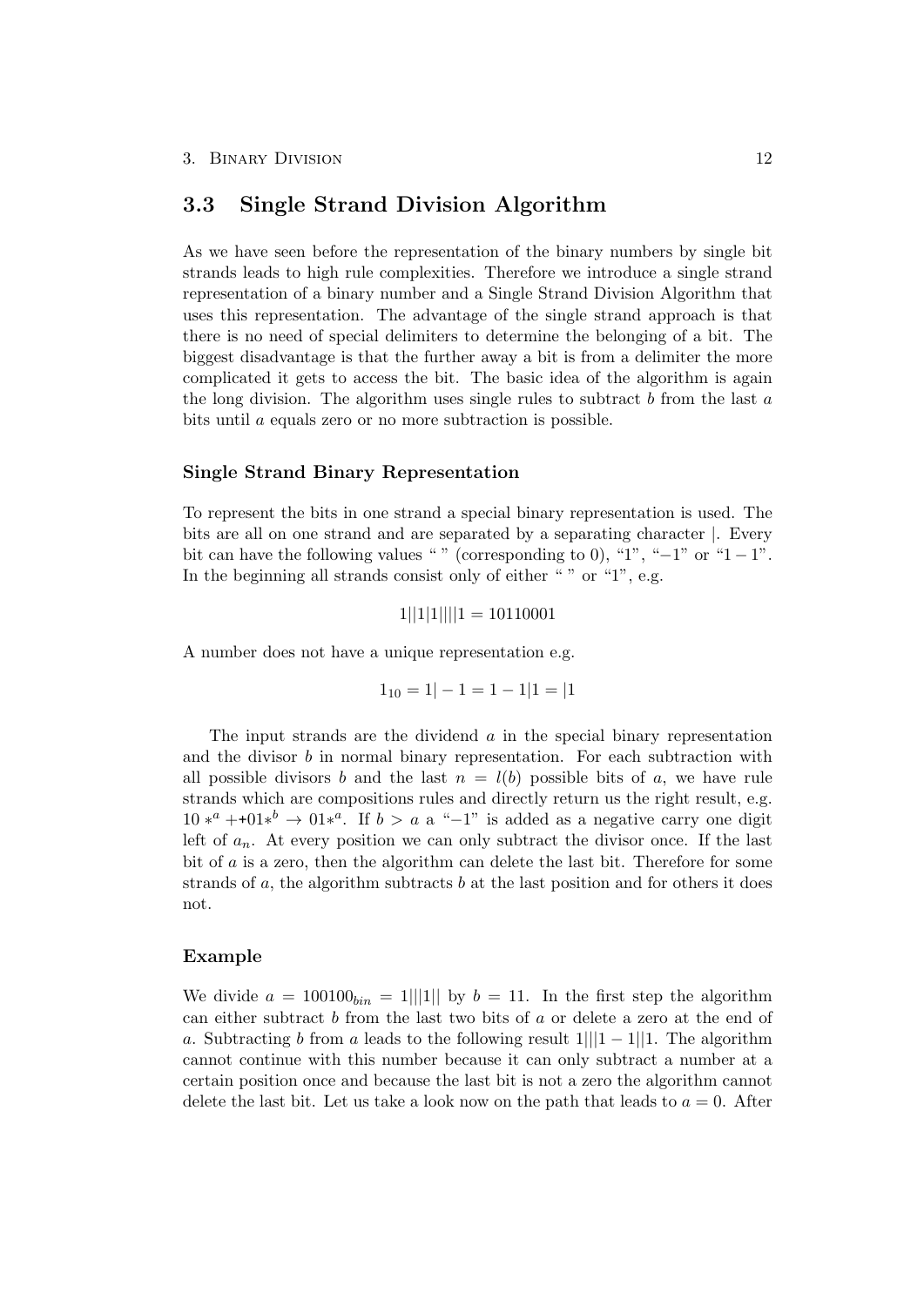## 3.3 Single Strand Division Algorithm

As we have seen before the representation of the binary numbers by single bit strands leads to high rule complexities. Therefore we introduce a single strand representation of a binary number and a Single Strand Division Algorithm that uses this representation. The advantage of the single strand approach is that there is no need of special delimiters to determine the belonging of a bit. The biggest disadvantage is that the further away a bit is from a delimiter the more complicated it gets to access the bit. The basic idea of the algorithm is again the long division. The algorithm uses single rules to subtract $b$ from the last $a$ bits until $a$ equals zero or no more subtraction is possible.

### Single Strand Binary Representation

To represent the bits in one strand a special binary representation is used. The bits are all on one strand and are separated by a separating character |. Every bit can have the following values " " (corresponding to 0), "1", "$-1$" or "$1-1$". In the beginning all strands consist only of either " " or "1", e.g.

$$1||1|1||||1 = 10110001$$

A number does not have a unique representation e.g.

$$1_{10} = 1|-1 = 1-1|1 = |1$$

The input strands are the dividend $a$ in the special binary representation and the divisor $b$ in normal binary representation. For each subtraction with all possible divisors $b$ and the last $n = l(b)$ possible bits of $a$, we have rule strands which are compositions rules and directly return us the right result, e.g. $10*^a ++ 01*^b \rightarrow 01*^a$. If $b > a$ a "$-1$" is added as a negative carry one digit left of $a_n$. At every position we can only subtract the divisor once. If the last bit of $a$ is a zero, then the algorithm can delete the last bit. Therefore for some strands of $a$, the algorithm subtracts $b$ at the last position and for others it does not.

### Example

We divide $a = 100100_{bin} = 1|||1||$ by $b = 11$. In the first step the algorithm can either subtract $b$ from the last two bits of $a$ or delete a zero at the end of $a$. Subtracting $b$ from $a$ leads to the following result $1|||1-1||1$. The algorithm cannot continue with this number because it can only subtract a number at a certain position once and because the last bit is not a zero the algorithm cannot delete the last bit. Let us take a look now on the path that leads to $a = 0$. After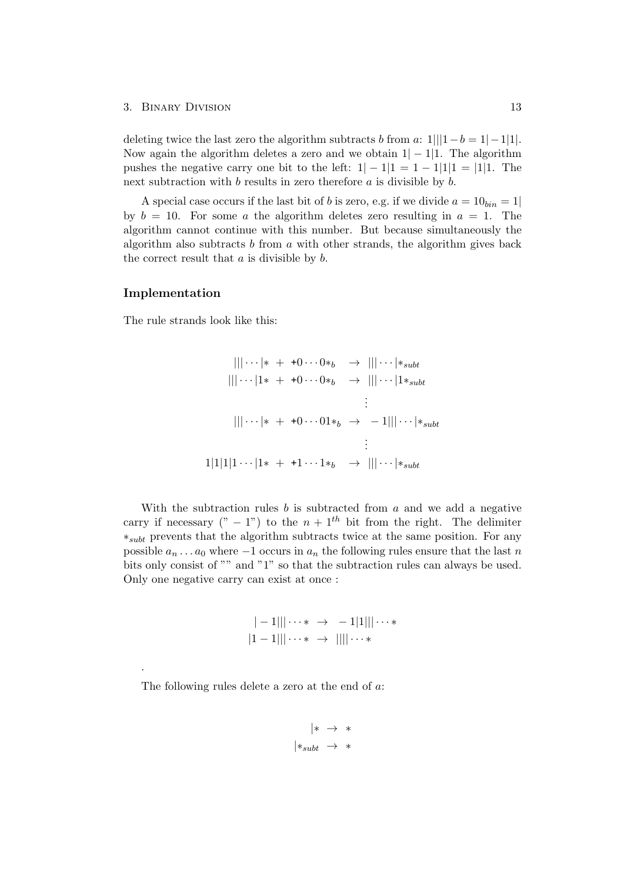deleting twice the last zero the algorithm subtracts $b$ from $a$: $1|||1 - b = 1| - 1|1|$. Now again the algorithm deletes a zero and we obtain $1| - 1|1$. The algorithm pushes the negative carry one bit to the left: $1| - 1|1 = 1 - 1|1|1 = |1|1$. The next subtraction with $b$ results in zero therefore $a$ is divisible by $b$.

A special case occurs if the last bit of $b$ is zero, e.g. if we divide $a = 10_{bin} = 1|$ by $b = 10$. For some $a$ the algorithm deletes zero resulting in $a = 1$. The algorithm cannot continue with this number. But because simultaneously the algorithm also subtracts $b$ from $a$ with other strands, the algorithm gives back the correct result that $a$ is divisible by $b$.

### Implementation

The rule strands look like this:

$$
\begin{array}{rcl}
|||\cdots|* \; + \; +0\cdots0*_b & \rightarrow & |||\cdots|*_{subt} \\
|||\cdots|1* \; + \; +0\cdots0*_b & \rightarrow & |||\cdots|1*_{subt} \\
 & \vdots & \\
|||\cdots|* \; + \; +0\cdots01*_b & \rightarrow & -1|||\cdots|*_{subt} \\
 & \vdots & \\
1|1|1|1\cdots|1* \; + \; +1\cdots1*_b & \rightarrow & |||\cdots|*_{subt}
\end{array}
$$

With the subtraction rules $b$ is subtracted from $a$ and we add a negative carry if necessary ("$-1$") to the $n+1^{th}$ bit from the right. The delimiter $*_{subt}$ prevents that the algorithm subtracts twice at the same position. For any possible $a_n \dots a_0$ where $-1$ occurs in $a_n$ the following rules ensure that the last $n$ bits only consist of "" and "1" so that the subtraction rules can always be used. Only one negative carry can exist at once :

$$
\begin{array}{rcl}
|-1|||\cdots* & \rightarrow & -1|1|||\cdots* \\
|1-1|||\cdots* & \rightarrow & ||||\cdots*
\end{array}
$$

.

The following rules delete a zero at the end of $a$:

$$
\begin{array}{rcl}
|* & \rightarrow & * \\
|*_{subt} & \rightarrow & *
\end{array}
$$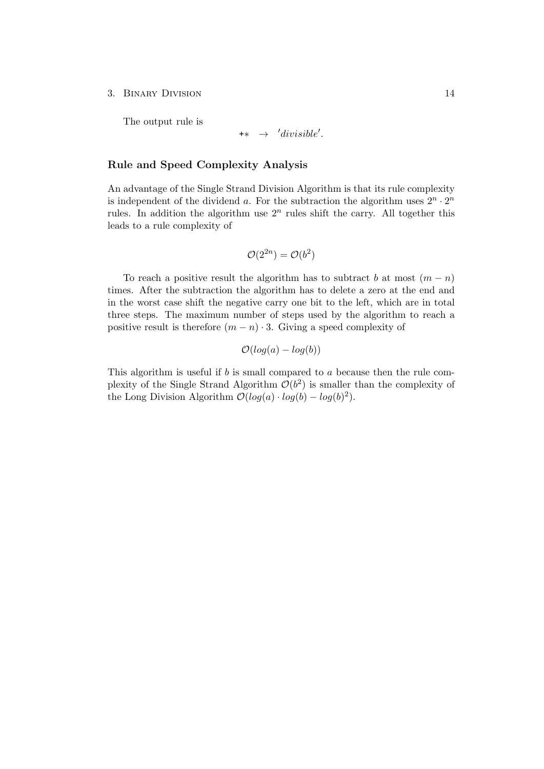The output rule is

$$+* \rightarrow \ 'divisible'.$$

### Rule and Speed Complexity Analysis

An advantage of the Single Strand Division Algorithm is that its rule complexity is independent of the dividend $a$. For the subtraction the algorithm uses $2^n \cdot 2^n$ rules. In addition the algorithm use $2^n$ rules shift the carry. All together this leads to a rule complexity of

$$\mathcal{O}(2^{2n}) = \mathcal{O}(b^2)$$

To reach a positive result the algorithm has to subtract $b$ at most $(m - n)$ times. After the subtraction the algorithm has to delete a zero at the end and in the worst case shift the negative carry one bit to the left, which are in total three steps. The maximum number of steps used by the algorithm to reach a positive result is therefore $(m - n) \cdot 3$. Giving a speed complexity of

$$\mathcal{O}(log(a) - log(b))$$

This algorithm is useful if $b$ is small compared to $a$ because then the rule complexity of the Single Strand Algorithm $\mathcal{O}(b^2)$ is smaller than the complexity of the Long Division Algorithm $\mathcal{O}(log(a) \cdot log(b) - log(b)^2)$.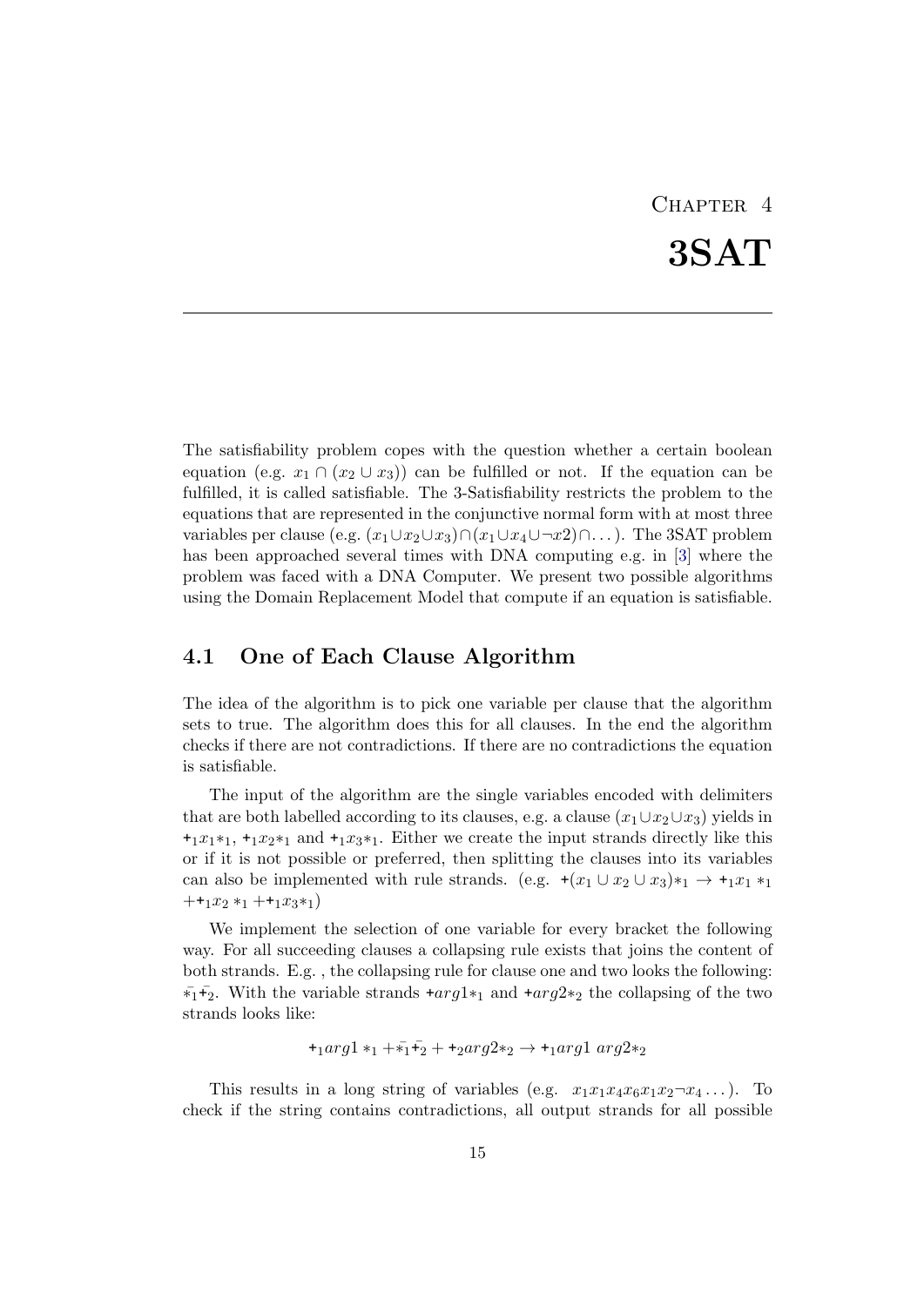# Chapter 4

# 3SAT

The satisfiability problem copes with the question whether a certain boolean equation (e.g. $x_1 \cap (x_2 \cup x_3)$) can be fulfilled or not. If the equation can be fulfilled, it is called satisfiable. The 3-Satisfiability restricts the problem to the equations that are represented in the conjunctive normal form with at most three variables per clause (e.g. $(x_1 \cup x_2 \cup x_3) \cap (x_1 \cup x_4 \cup \neg x2) \cap \dots$). The 3SAT problem has been approached several times with DNA computing e.g. in [3] where the problem was faced with a DNA Computer. We present two possible algorithms using the Domain Replacement Model that compute if an equation is satisfiable.

## 4.1 One of Each Clause Algorithm

The idea of the algorithm is to pick one variable per clause that the algorithm sets to true. The algorithm does this for all clauses. In the end the algorithm checks if there are not contradictions. If there are no contradictions the equation is satisfiable.

The input of the algorithm are the single variables encoded with delimiters that are both labelled according to its clauses, e.g. a clause $(x_1 \cup x_2 \cup x_3)$ yields in $+_1 x_1 *_1$, $+_1 x_2 *_1$ and $+_1 x_3 *_1$. Either we create the input strands directly like this or if it is not possible or preferred, then splitting the clauses into its variables can also be implemented with rule strands. (e.g. $+(x_1 \cup x_2 \cup x_3)*_1 \rightarrow +_1 x_1 *_1 + +_1 x_2 *_1 + +_1 x_3 *_1$)

We implement the selection of one variable for every bracket the following way. For all succeeding clauses a collapsing rule exists that joins the content of both strands. E.g. , the collapsing rule for clause one and two looks the following: $\bar{*_1}\bar{+_2}$. With the variable strands $+arg1*_1$ and $+arg2*_2$ the collapsing of the two strands looks like:

$$+_1 arg1 *_1 + \bar{*_1}\bar{+_2} + +_2 arg2 *_2 \rightarrow +_1 arg1\ arg2 *_2$$

This results in a long string of variables (e.g. $x_1 x_1 x_4 x_6 x_1 x_2 \neg x_4 \dots$). To check if the string contains contradictions, all output strands for all possible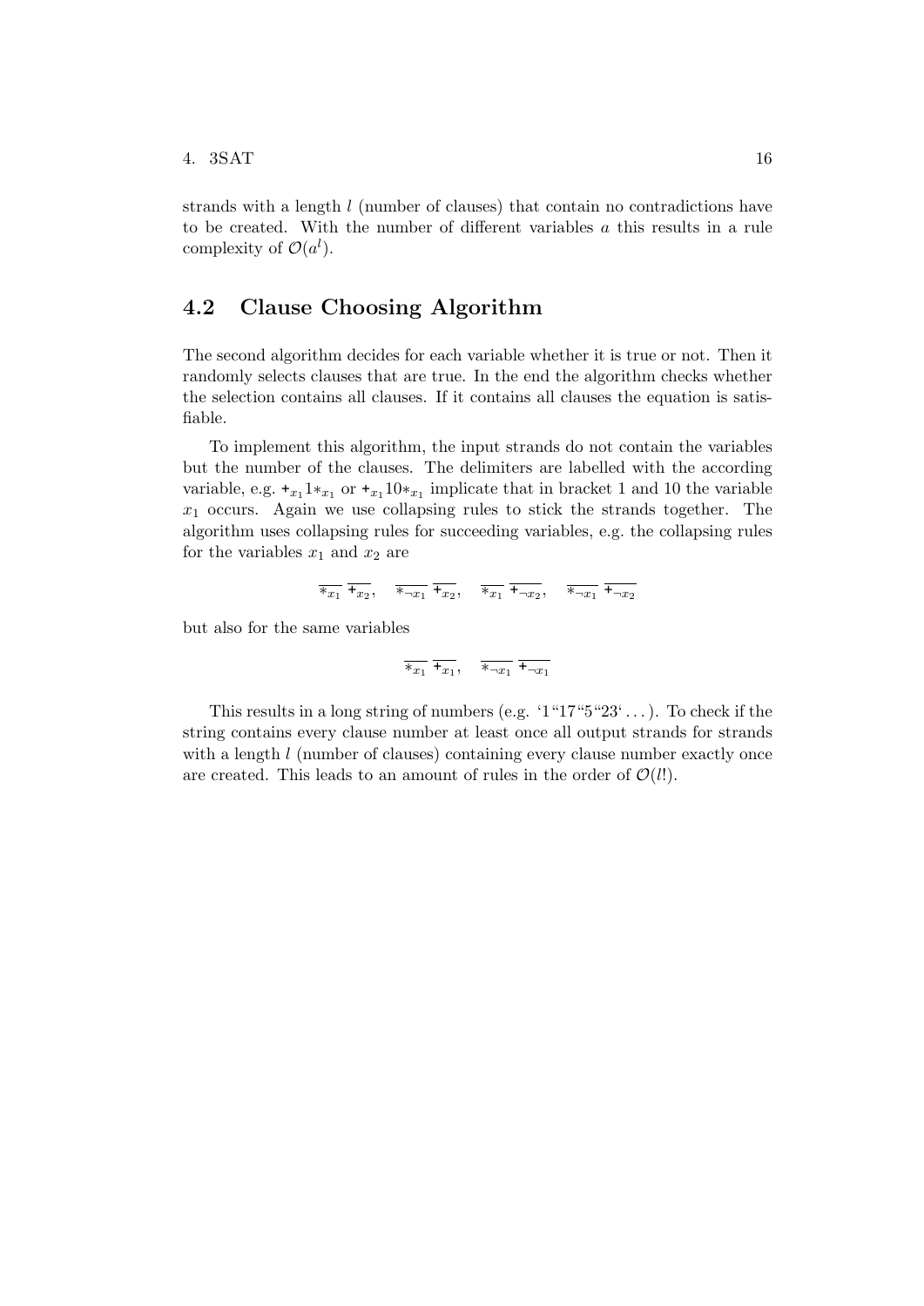strands with a length $l$ (number of clauses) that contain no contradictions have to be created. With the number of different variables $a$ this results in a rule complexity of $\mathcal{O}(a^l)$.

## 4.2 Clause Choosing Algorithm

The second algorithm decides for each variable whether it is true or not. Then it randomly selects clauses that are true. In the end the algorithm checks whether the selection contains all clauses. If it contains all clauses the equation is satisfiable.

To implement this algorithm, the input strands do not contain the variables but the number of the clauses. The delimiters are labelled with the according variable, e.g. $+_{x_1}1*_{x_1}$ or $+_{x_1}10*_{x_1}$ implicate that in bracket 1 and 10 the variable $x_1$ occurs. Again we use collapsing rules to stick the strands together. The algorithm uses collapsing rules for succeeding variables, e.g. the collapsing rules for the variables $x_1$ and $x_2$ are

$$\overline{*_{x_1}}\ \overline{+_{x_2}}, \quad \overline{*_{\neg x_1}}\ \overline{+_{x_2}}, \quad \overline{*_{x_1}}\ \overline{+_{\neg x_2}}, \quad \overline{*_{\neg x_1}}\ \overline{+_{\neg x_2}}$$

but also for the same variables

$$\overline{*_{x_1}}\ \overline{+_{x_1}}, \quad \overline{*_{\neg x_1}}\ \overline{+_{\neg x_1}}$$

This results in a long string of numbers (e.g. '1"17"5"23' ...). To check if the string contains every clause number at least once all output strands for strands with a length $l$ (number of clauses) containing every clause number exactly once are created. This leads to an amount of rules in the order of $\mathcal{O}(l!)$.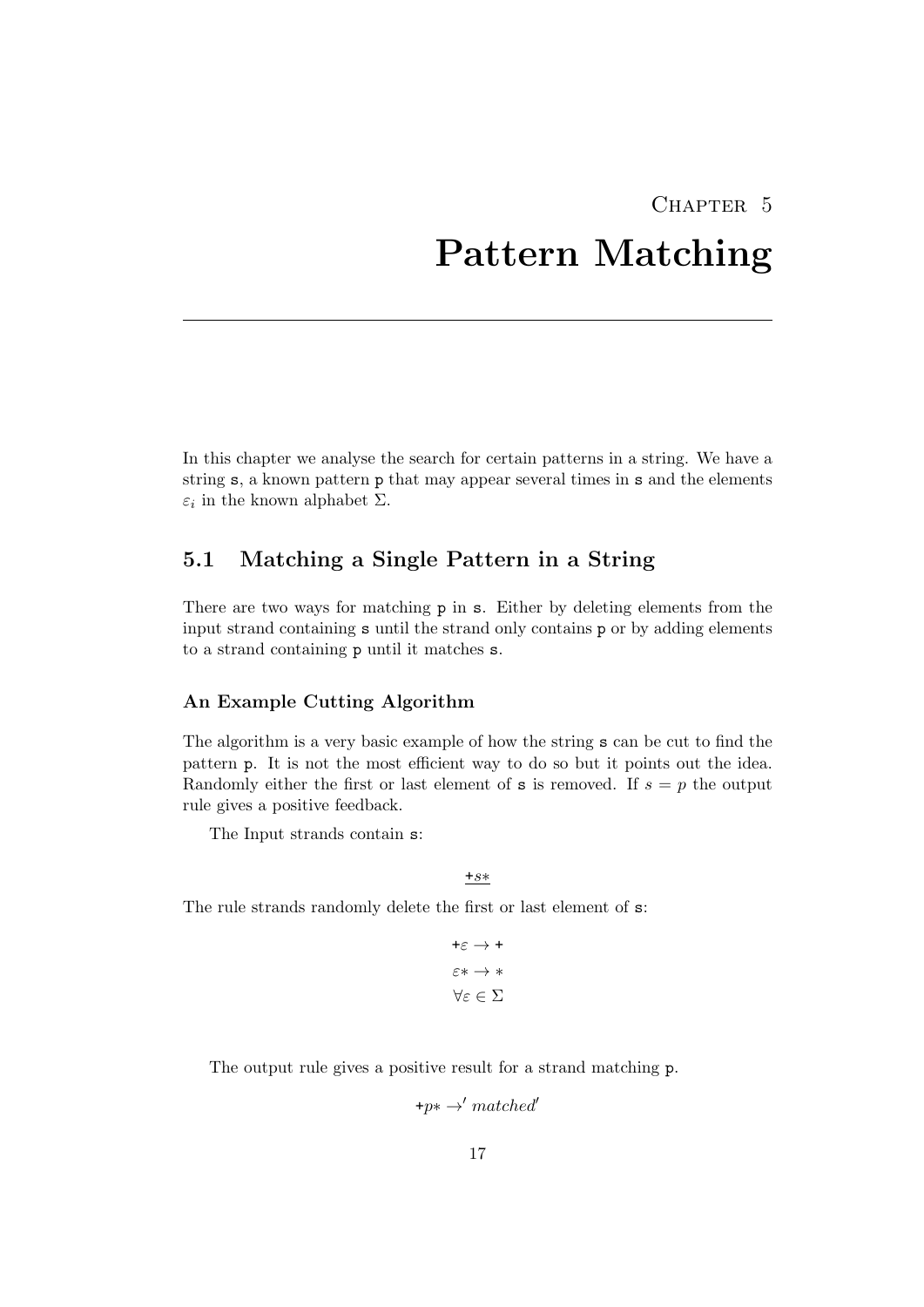# Chapter 5
# Pattern Matching

In this chapter we analyse the search for certain patterns in a string. We have a string s, a known pattern p that may appear several times in s and the elements $\varepsilon_i$ in the known alphabet $\Sigma$.

## 5.1 Matching a Single Pattern in a String

There are two ways for matching p in s. Either by deleting elements from the input strand containing s until the strand only contains p or by adding elements to a strand containing p until it matches s.

### An Example Cutting Algorithm

The algorithm is a very basic example of how the string s can be cut to find the pattern p. It is not the most efficient way to do so but it points out the idea. Randomly either the first or last element of s is removed. If $s = p$ the output rule gives a positive feedback.

The Input strands contain s:

$$\underline{+s*}$$

The rule strands randomly delete the first or last element of s:

$$+\varepsilon \rightarrow +$$
$$\varepsilon* \rightarrow *$$
$$\forall \varepsilon \in \Sigma$$

The output rule gives a positive result for a strand matching p.

$$+p* \rightarrow' matched'$$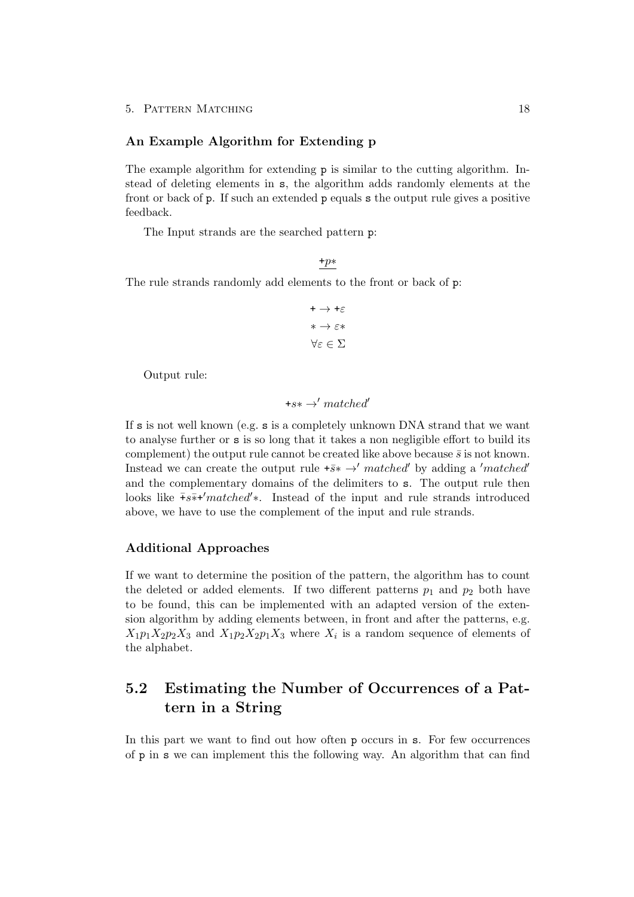### An Example Algorithm for Extending p

The example algorithm for extending `p` is similar to the cutting algorithm. Instead of deleting elements in `s`, the algorithm adds randomly elements at the front or back of `p`. If such an extended `p` equals `s` the output rule gives a positive feedback.

The Input strands are the searched pattern `p`:

$$\underline{+p*}$$

The rule strands randomly add elements to the front or back of `p`:

$$+ \rightarrow +\varepsilon$$
$$* \rightarrow \varepsilon*$$
$$\forall \varepsilon \in \Sigma$$

Output rule:

$$+s* \rightarrow' matched'$$

If `s` is not well known (e.g. `s` is a completely unknown DNA strand that we want to analyse further or `s` is so long that it takes a non negligible effort to build its complement) the output rule cannot be created like above because $\bar{s}$ is not known. Instead we can create the output rule $+\bar{s}* \rightarrow' matched'$ by adding a $'matched'$ and the complementary domains of the delimiters to `s`. The output rule then looks like $\bar{+}s\bar{*}+'matched'*$. Instead of the input and rule strands introduced above, we have to use the complement of the input and rule strands.

### Additional Approaches

If we want to determine the position of the pattern, the algorithm has to count the deleted or added elements. If two different patterns $p_1$ and $p_2$ both have to be found, this can be implemented with an adapted version of the extension algorithm by adding elements between, in front and after the patterns, e.g. $X_1p_1X_2p_2X_3$ and $X_1p_2X_2p_1X_3$ where $X_i$ is a random sequence of elements of the alphabet.

## 5.2 Estimating the Number of Occurrences of a Pattern in a String

In this part we want to find out how often `p` occurs in `s`. For few occurrences of `p` in `s` we can implement this the following way. An algorithm that can find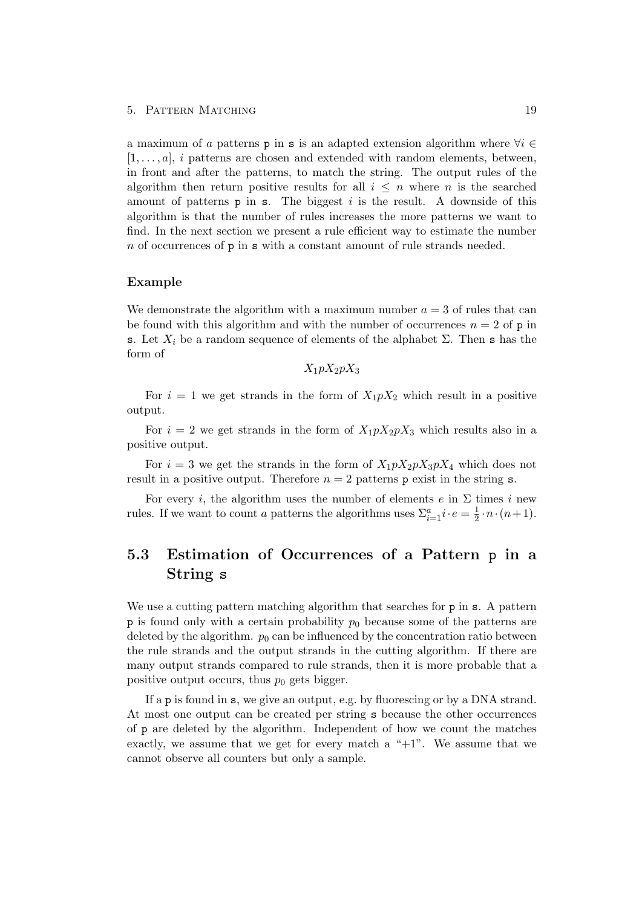a maximum of $a$ patterns `p` in `s` is an adapted extension algorithm where $\forall i \in [1, \dots, a]$, $i$ patterns are chosen and extended with random elements, between, in front and after the patterns, to match the string. The output rules of the algorithm then return positive results for all $i \leq n$ where $n$ is the searched amount of patterns `p` in `s`. The biggest $i$ is the result. A downside of this algorithm is that the number of rules increases the more patterns we want to find. In the next section we present a rule efficient way to estimate the number $n$ of occurrences of `p` in `s` with a constant amount of rule strands needed.

#### Example

We demonstrate the algorithm with a maximum number $a = 3$ of rules that can be found with this algorithm and with the number of occurrences $n = 2$ of `p` in `s`. Let $X_i$ be a random sequence of elements of the alphabet $\Sigma$. Then `s` has the form of

$$X_1 p X_2 p X_3$$

For $i = 1$ we get strands in the form of $X_1 p X_2$ which result in a positive output.

For $i = 2$ we get strands in the form of $X_1 p X_2 p X_3$ which results also in a positive output.

For $i = 3$ we get the strands in the form of $X_1 p X_2 p X_3 p X_4$ which does not result in a positive output. Therefore $n = 2$ patterns `p` exist in the string `s`.

For every $i$, the algorithm uses the number of elements $e$ in $\Sigma$ times $i$ new rules. If we want to count $a$ patterns the algorithms uses $\Sigma_{i=1}^{a} i \cdot e = \frac{1}{2} \cdot n \cdot (n+1)$.

## 5.3 Estimation of Occurrences of a Pattern `p` in a String `s`

We use a cutting pattern matching algorithm that searches for `p` in `s`. A pattern `p` is found only with a certain probability $p_0$ because some of the patterns are deleted by the algorithm. $p_0$ can be influenced by the concentration ratio between the rule strands and the output strands in the cutting algorithm. If there are many output strands compared to rule strands, then it is more probable that a positive output occurs, thus $p_0$ gets bigger.

If a `p` is found in `s`, we give an output, e.g. by fluorescing or by a DNA strand. At most one output can be created per string `s` because the other occurrences of `p` are deleted by the algorithm. Independent of how we count the matches exactly, we assume that we get for every match a "+1". We assume that we cannot observe all counters but only a sample.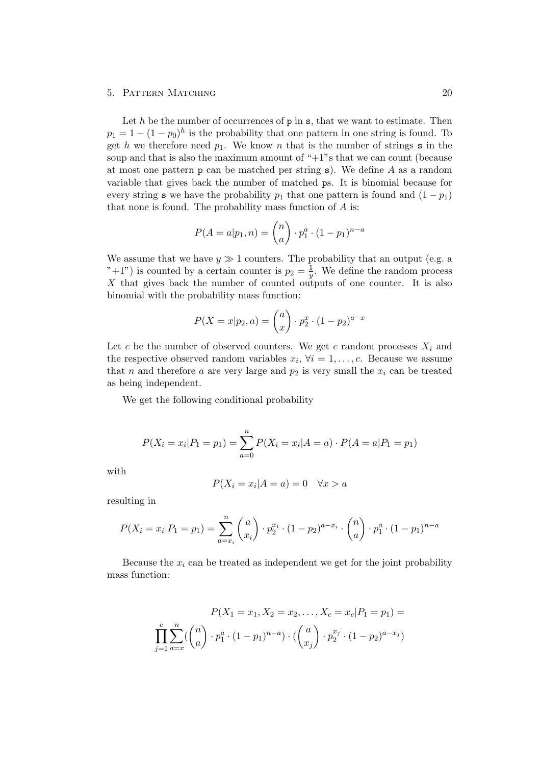Let $h$ be the number of occurrences of `p` in `s`, that we want to estimate. Then $p_1 = 1 - (1 - p_0)^h$ is the probability that one pattern in one string is found. To get $h$ we therefore need $p_1$. We know $n$ that is the number of strings `s` in the soup and that is also the maximum amount of "+1"s that we can count (because at most one pattern `p` can be matched per string `s`). We define $A$ as a random variable that gives back the number of matched `p`s. It is binomial because for every string `s` we have the probability $p_1$ that one pattern is found and $(1 - p_1)$ that none is found. The probability mass function of $A$ is:

$$P(A = a|p_1, n) = \binom{n}{a} \cdot p_1^a \cdot (1 - p_1)^{n-a}$$

We assume that we have $y \gg 1$ counters. The probability that an output (e.g. a "+1") is counted by a certain counter is $p_2 = \frac{1}{y}$. We define the random process $X$ that gives back the number of counted outputs of one counter. It is also binomial with the probability mass function:

$$P(X = x|p_2, a) = \binom{a}{x} \cdot p_2^x \cdot (1 - p_2)^{a-x}$$

Let $c$ be the number of observed counters. We get $c$ random processes $X_i$ and the respective observed random variables $x_i$, $\forall i = 1, \ldots, c$. Because we assume that $n$ and therefore $a$ are very large and $p_2$ is very small the $x_i$ can be treated as being independent.

We get the following conditional probability

$$P(X_i = x_i|P_1 = p_1) = \sum_{a=0}^{n} P(X_i = x_i|A = a) \cdot P(A = a|P_1 = p_1)$$

with

$$P(X_i = x_i|A = a) = 0 \quad \forall x > a$$

resulting in

$$P(X_i = x_i|P_1 = p_1) = \sum_{a=x_i}^{n} \binom{a}{x_i} \cdot p_2^{x_i} \cdot (1 - p_2)^{a-x_i} \cdot \binom{n}{a} \cdot p_1^a \cdot (1 - p_1)^{n-a}$$

Because the $x_i$ can be treated as independent we get for the joint probability mass function:

$$P(X_1 = x_1, X_2 = x_2, \ldots, X_c = x_c|P_1 = p_1) =$$
$$\prod_{j=1}^{c} \sum_{a=x}^{n} (\binom{n}{a} \cdot p_1^a \cdot (1 - p_1)^{n-a}) \cdot (\binom{a}{x_j} \cdot p_2^{x_j} \cdot (1 - p_2)^{a-x_j})$$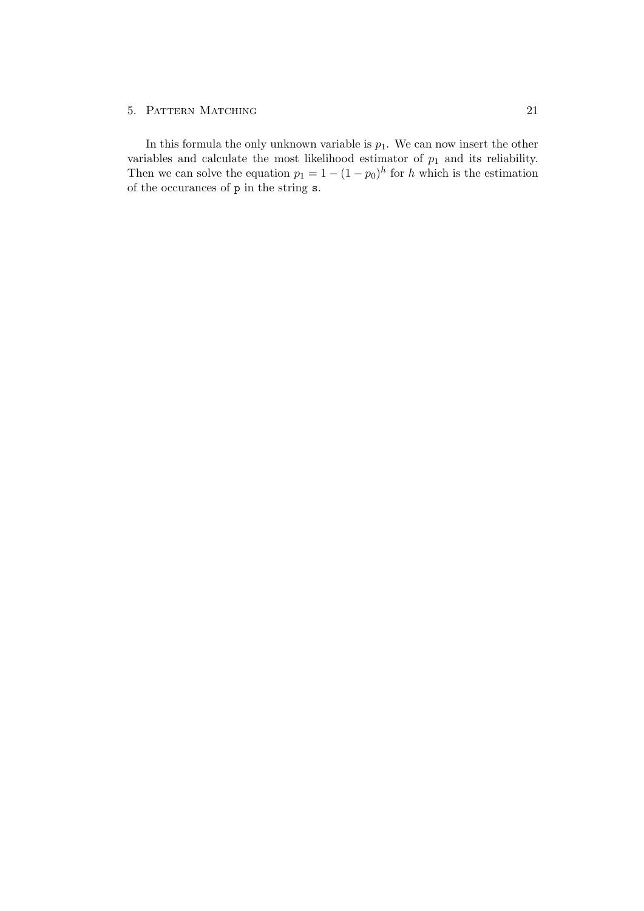In this formula the only unknown variable is $p_1$. We can now insert the other variables and calculate the most likelihood estimator of $p_1$ and its reliability. Then we can solve the equation $p_1 = 1 - (1 - p_0)^h$ for $h$ which is the estimation of the occurances of `p` in the string `s`.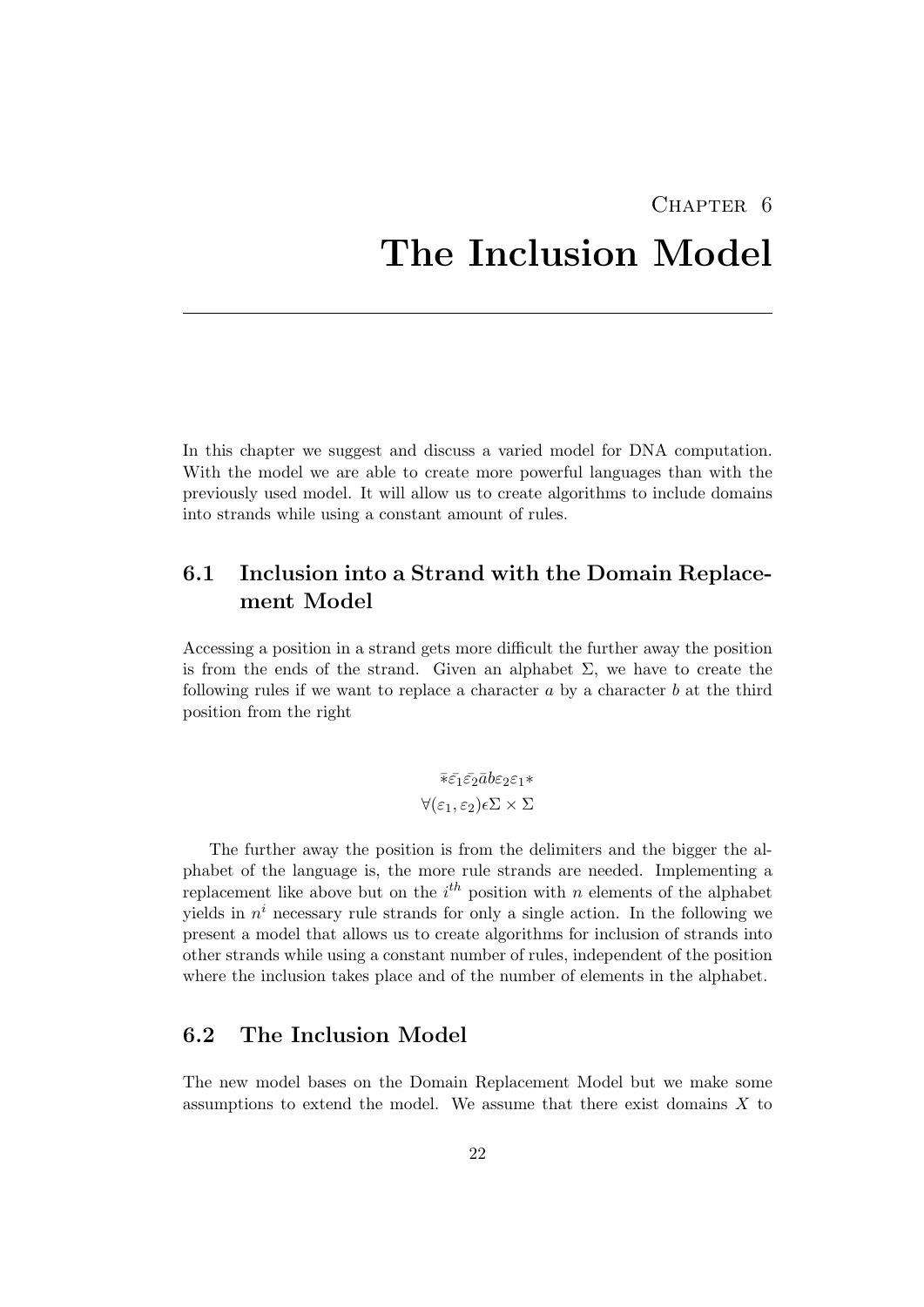# Chapter 6
# The Inclusion Model

In this chapter we suggest and discuss a varied model for DNA computation. With the model we are able to create more powerful languages than with the previously used model. It will allow us to create algorithms to include domains into strands while using a constant amount of rules.

## 6.1 Inclusion into a Strand with the Domain Replacement Model

Accessing a position in a strand gets more difficult the further away the position is from the ends of the strand. Given an alphabet $\Sigma$, we have to create the following rules if we want to replace a character $a$ by a character $b$ at the third position from the right

$$\bar{*}\bar{\varepsilon_1}\bar{\varepsilon_2}\bar{a}b\varepsilon_2\varepsilon_1*$$
$$\forall(\varepsilon_1,\varepsilon_2)\epsilon\Sigma\times\Sigma$$

The further away the position is from the delimiters and the bigger the alphabet of the language is, the more rule strands are needed. Implementing a replacement like above but on the $i^{th}$ position with $n$ elements of the alphabet yields in $n^i$ necessary rule strands for only a single action. In the following we present a model that allows us to create algorithms for inclusion of strands into other strands while using a constant number of rules, independent of the position where the inclusion takes place and of the number of elements in the alphabet.

## 6.2 The Inclusion Model

The new model bases on the Domain Replacement Model but we make some assumptions to extend the model. We assume that there exist domains $X$ to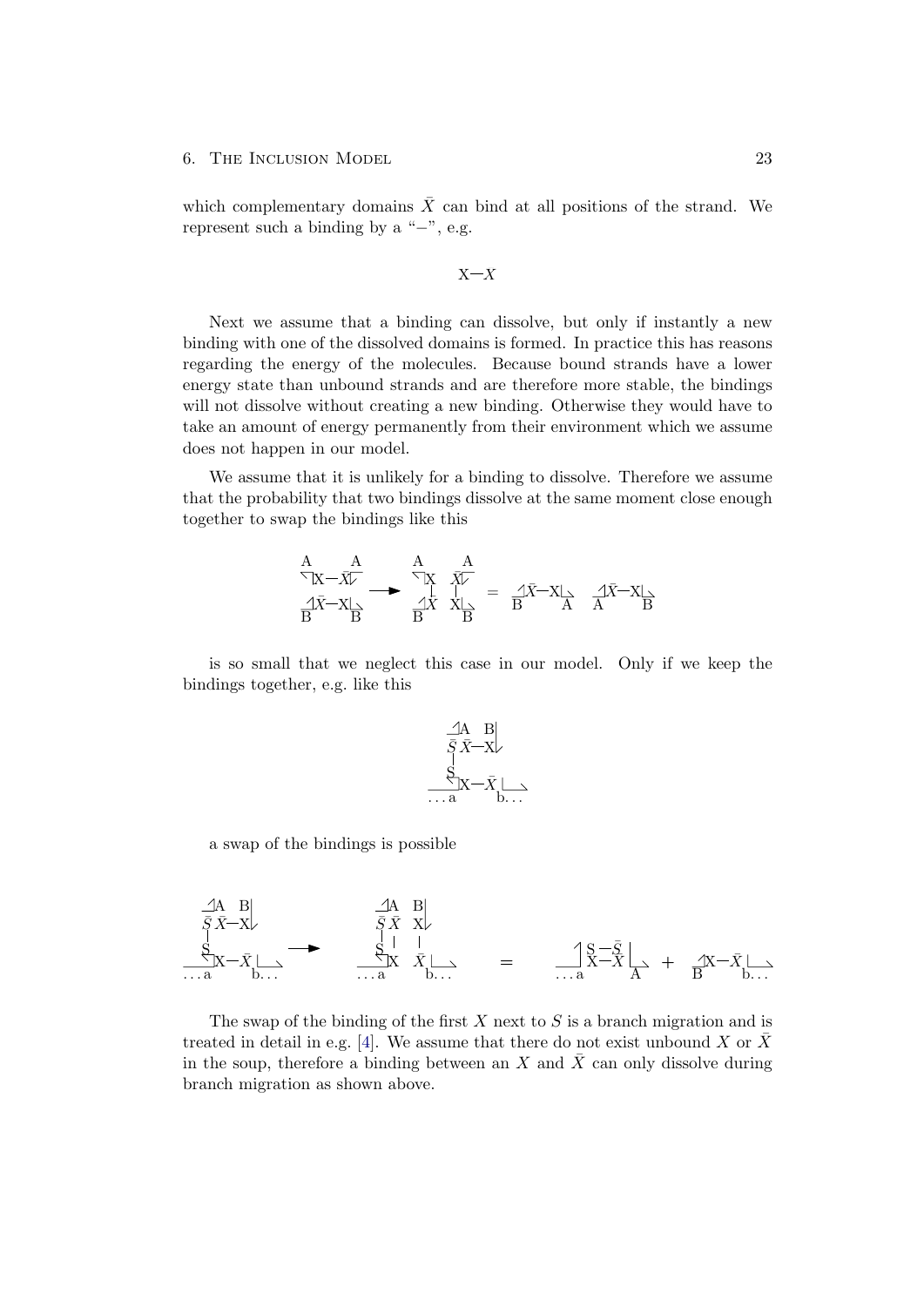which complementary domains $\bar{X}$ can bind at all positions of the strand. We represent such a binding by a "−", e.g.

$$\text{X}{-}X$$

Next we assume that a binding can dissolve, but only if instantly a new binding with one of the dissolved domains is formed. In practice this has reasons regarding the energy of the molecules. Because bound strands have a lower energy state than unbound strands and are therefore more stable, the bindings will not dissolve without creating a new binding. Otherwise they would have to take an amount of energy permanently from their environment which we assume does not happen in our model.

We assume that it is unlikely for a binding to dissolve. Therefore we assume that the probability that two bindings dissolve at the same moment close enough together to swap the bindings like this

$$\begin{matrix} \text{A} & & \text{A} \\ & \text{X}{-}\bar{X} & \\ & \bar{X}{-}\text{X} & \\ \text{B} & & \text{B} \end{matrix} \longrightarrow \begin{matrix} \text{A} & & \text{A} \\ & \text{X} \quad \bar{X} & \\ & | \quad\; | & \\ & \bar{X} \quad \text{X} & \\ \text{B} & & \text{B} \end{matrix} = \begin{matrix} \bar{X}{-}\text{X} \\ \text{B} \quad\quad \text{A} \end{matrix} \quad \begin{matrix} \bar{X}{-}\text{X} \\ \text{A} \quad\quad \text{B} \end{matrix}$$

is so small that we neglect this case in our model. Only if we keep the bindings together, e.g. like this

$$\begin{matrix} \text{A} \quad \text{B} \\ \bar{S}\;\bar{X}{-}\text{X} \\ | \\ \text{S} \\ \text{X}{-}\bar{X} \\ \ldots\text{a} \quad\quad \text{b}\ldots \end{matrix}$$

a swap of the bindings is possible

$$\begin{matrix} \text{A} \quad \text{B} \\ \bar{S}\;\bar{X}{-}\text{X} \\ | \\ \text{S} \\ \text{X}{-}\bar{X} \\ \ldots\text{a} \quad\quad \text{b}\ldots \end{matrix} \longrightarrow \begin{matrix} \text{A} \quad \text{B} \\ \bar{S}\;\bar{X} \quad \text{X} \\ | \quad | \quad\; | \\ \text{S} \\ \text{X} \quad \bar{X} \\ \ldots\text{a} \quad\quad \text{b}\ldots \end{matrix} = \begin{matrix} \text{S}{-}\bar{S} \\ \text{X}{-}\bar{X} \\ \ldots\text{a} \quad\quad \text{A} \end{matrix} + \begin{matrix} \text{X}{-}\bar{X} \\ \text{B} \quad\quad \text{b}\ldots \end{matrix}$$

The swap of the binding of the first $X$ next to $S$ is a branch migration and is treated in detail in e.g. [4]. We assume that there do not exist unbound $X$ or $\bar{X}$ in the soup, therefore a binding between an $X$ and $\bar{X}$ can only dissolve during branch migration as shown above.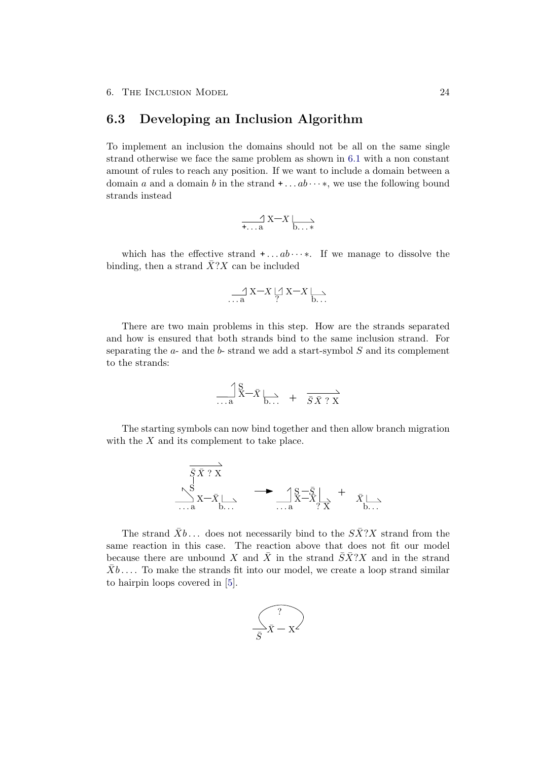## 6.3 Developing an Inclusion Algorithm

To implement an inclusion the domains should not be all on the same single strand otherwise we face the same problem as shown in 6.1 with a non constant amount of rules to reach any position. If we want to include a domain between a domain $a$ and a domain $b$ in the strand $+\ldots ab\cdots *$, we use the following bound strands instead

$$\underset{+\ldots\text{a}}{\overline{\quad\quad}}\!\rceil\,\text{X}-X\,\lfloor\underset{\text{b}\ldots *}{\overline{\quad\quad}}$$

which has the effective strand $+\ldots ab\cdots *$. If we manage to dissolve the binding, then a strand $\bar{X}?X$ can be included

$$\underset{\ldots\text{a}}{\overline{\quad}}\!\rceil\,\text{X}-X\,\lfloor\!\rceil\,\text{X}-X\,\lfloor\underset{\text{b}\ldots}{\overline{\quad}}$$

There are two main problems in this step. How are the strands separated and how is ensured that both strands bind to the same inclusion strand. For separating the $a$- and the $b$- strand we add a start-symbol $S$ and its complement to the strands:

$$\underset{\ldots\text{a}}{\overline{\quad}}\!\rceil\,\overset{\text{S}}{\text{X}}-\bar{X}\,\lfloor\underset{\text{b}\ldots}{\overline{\quad}} \quad + \quad \overline{\bar{S}\,\bar{X}\;?\;\text{X}}$$

The starting symbols can now bind together and then allow branch migration with the $X$ and its complement to take place.

$$\begin{matrix}\overline{\bar{S}\,\bar{X}\;?\;\text{X}}\\ |\\ \text{S}\\ \underset{\ldots\text{a}}{\overline{\quad}}\!\rceil\,\text{X}-\bar{X}\,\lfloor\underset{\text{b}\ldots}{\overline{\quad}}\end{matrix} \quad\longrightarrow\quad \underset{\ldots\text{a}}{\overline{\quad}}\!\rceil\,\begin{matrix}\text{S}-\bar{S}\\ \text{X}-\bar{X}\end{matrix}\,\lfloor\underset{?\;\text{X}}{} \quad + \quad \bar{X}\,\lfloor\underset{\text{b}\ldots}{\overline{\quad}}$$

The strand $\bar{X}b\ldots$ does not necessarily bind to the $S\bar{X}?X$ strand from the same reaction in this case. The reaction above that does not fit our model because there are unbound $X$ and $\bar{X}$ in the strand $\bar{S}\bar{X}?X$ and in the strand $\bar{X}b\ldots$. To make the strands fit into our model, we create a loop strand similar to hairpin loops covered in [5].

$$\underset{\bar{S}}{\overline{\quad}}\,\bar{X}-\text{X}\quad(\text{loop: }?)$$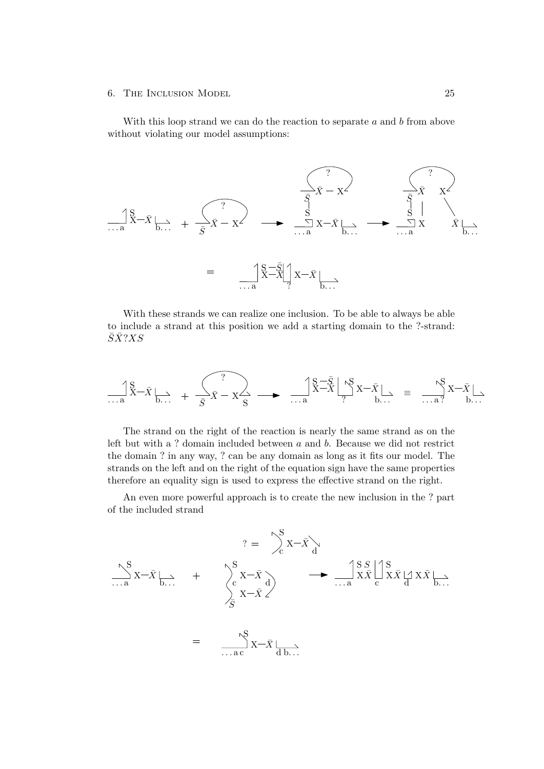With this loop strand we can do the reaction to separate $a$ and $b$ from above without violating our model assumptions:

With these strands we can realize one inclusion. To be able to always be able to include a strand at this position we add a starting domain to the ?-strand: $\bar{S}\bar{X}?XS$

The strand on the right of the reaction is nearly the same strand as on the left but with a ? domain included between $a$ and $b$. Because we did not restrict the domain ? in any way, ? can be any domain as long as it fits our model. The strands on the left and on the right of the equation sign have the same properties therefore an equality sign is used to express the effective strand on the right.

An even more powerful approach is to create the new inclusion in the ? part of the included strand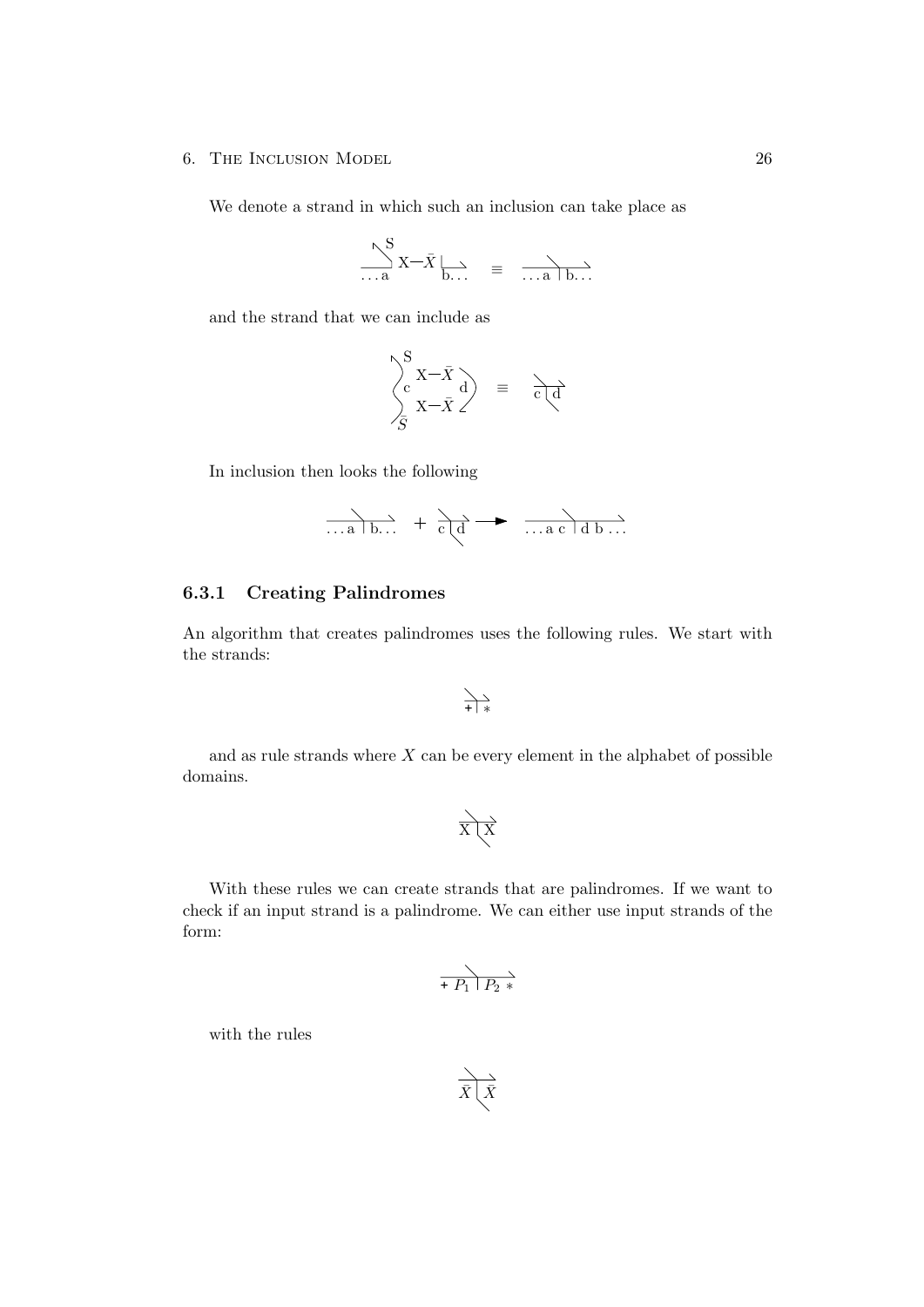We denote a strand in which such an inclusion can take place as

$$\ldots a \; \mathrm{X{-}}\bar{X} \; b\ldots \quad \equiv \quad \ldots a \mid b\ldots$$

and the strand that we can include as

$$\left\langle c \; \begin{matrix} \mathrm{X{-}}\bar{X} \\ \mathrm{X{-}}\bar{X} \end{matrix} \; d \right\rangle \quad \equiv \quad c \mid d$$

In inclusion then looks the following

$$\ldots a \mid b\ldots \; + \; c \mid d \longrightarrow \ldots a\, c \mid d\, b \ldots$$

### 6.3.1 Creating Palindromes

An algorithm that creates palindromes uses the following rules. We start with the strands:

$$+ \mid *$$

and as rule strands where $X$ can be every element in the alphabet of possible domains.

$$\mathrm{X} \mid \mathrm{X}$$

With these rules we can create strands that are palindromes. If we want to check if an input strand is a palindrome. We can either use input strands of the form:

$$+ \, P_1 \mid P_2 \, *$$

with the rules

$$\bar{X} \mid \bar{X}$$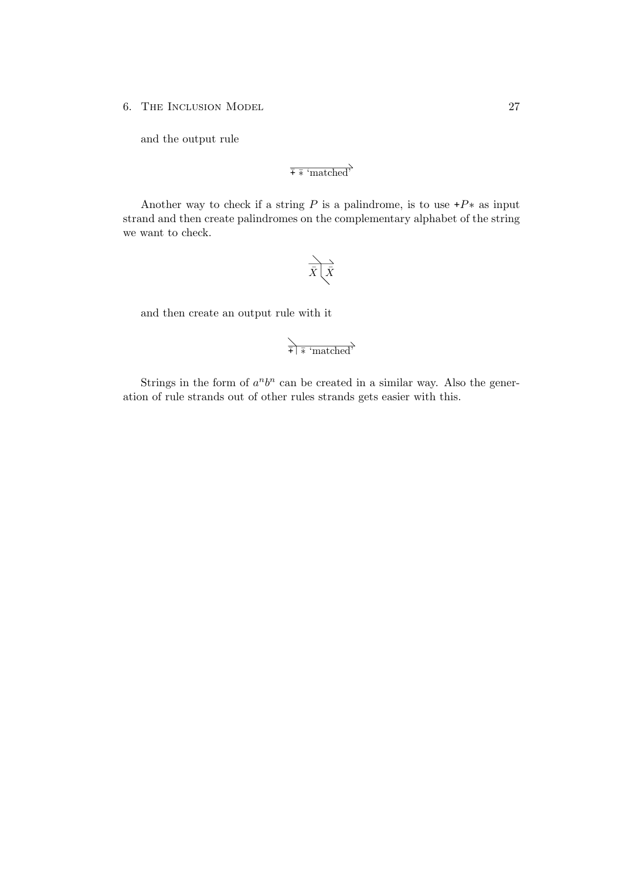and the output rule

$$\overrightarrow{\overline{+}\ \bar{*}\ \text{'matched'}}$$

Another way to check if a string $P$ is a palindrome, is to use $+P*$ as input strand and then create palindromes on the complementary alphabet of the string we want to check.

$$\bar{X} \mid \bar{X}$$

and then create an output rule with it

$$\overline{+} \mid \bar{*}\ \text{'matched'}$$

Strings in the form of $a^n b^n$ can be created in a similar way. Also the generation of rule strands out of other rules strands gets easier with this.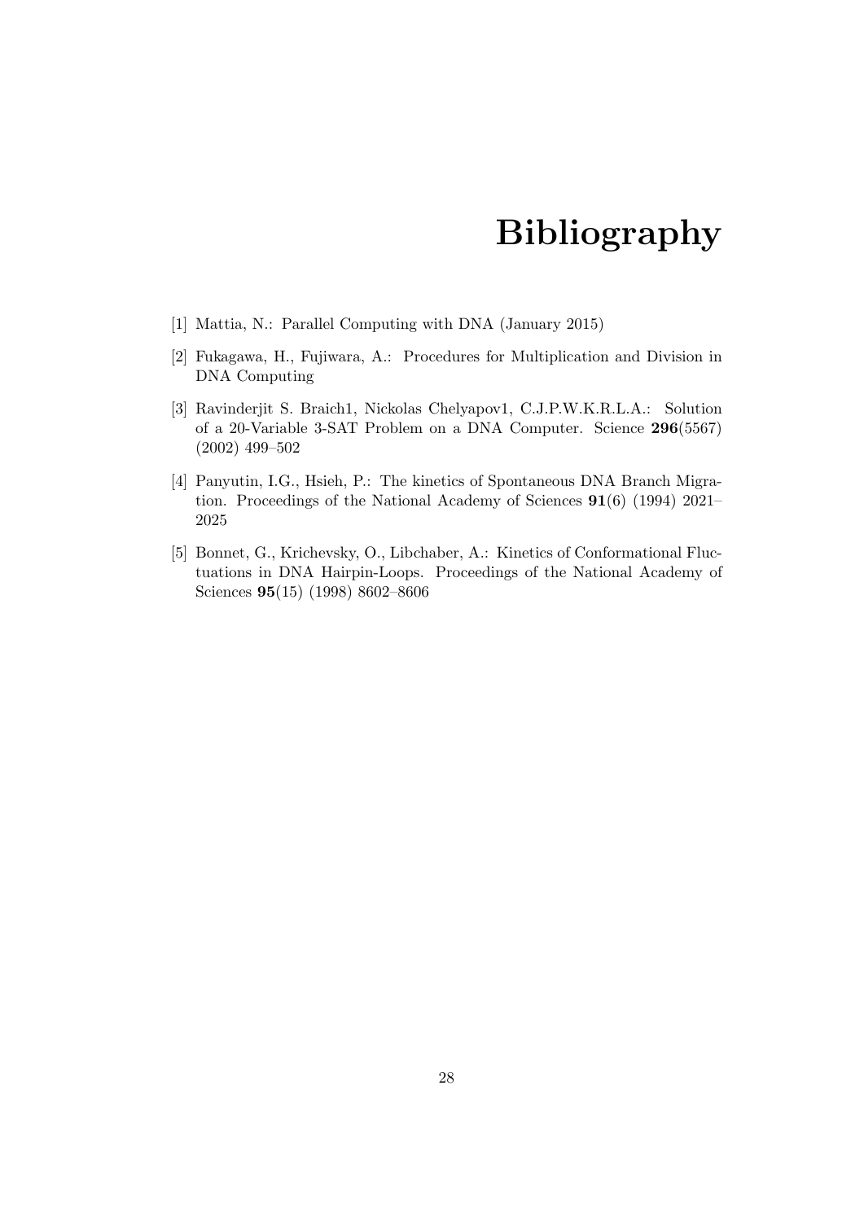# Bibliography

[1] Mattia, N.: Parallel Computing with DNA (January 2015)

[2] Fukagawa, H., Fujiwara, A.: Procedures for Multiplication and Division in DNA Computing

[3] Ravinderjit S. Braich1, Nickolas Chelyapov1, C.J.P.W.K.R.L.A.: Solution of a 20-Variable 3-SAT Problem on a DNA Computer. Science **296**(5567) (2002) 499–502

[4] Panyutin, I.G., Hsieh, P.: The kinetics of Spontaneous DNA Branch Migration. Proceedings of the National Academy of Sciences **91**(6) (1994) 2021–2025

[5] Bonnet, G., Krichevsky, O., Libchaber, A.: Kinetics of Conformational Fluctuations in DNA Hairpin-Loops. Proceedings of the National Academy of Sciences **95**(15) (1998) 8602–8606